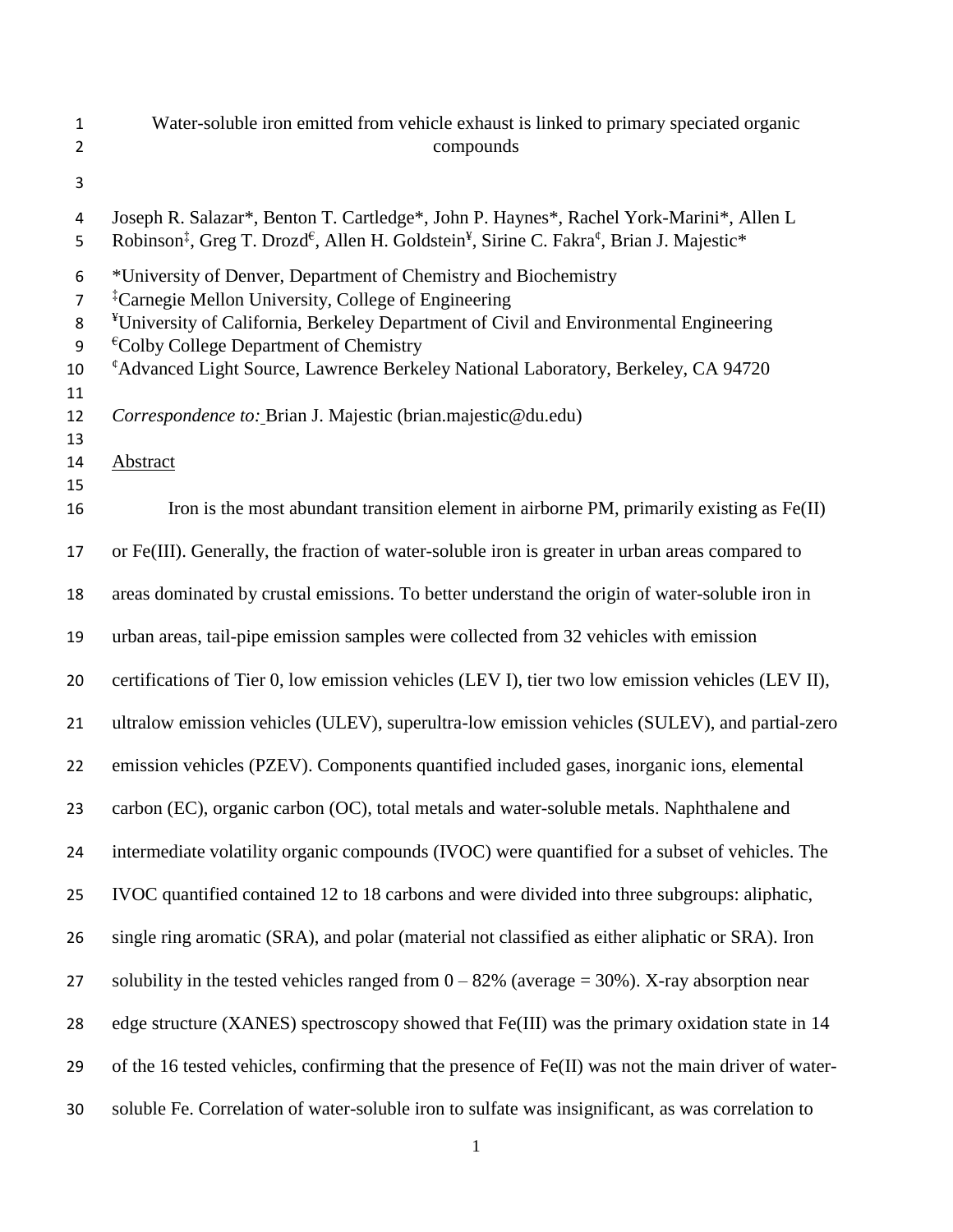# Water-soluble iron emitted from vehicle exhaust is linked to primary speciated organic compounds

Joseph R. Salazar*, Benton T. Cartledge*, John P. Haynes*, Rachel York-Marini*, Allen L Robinson[‡], Greg T. Drozd[€], Allen H. Goldstein[¥], Sirine C. Fakra[¢], Brian J. Majestic*

*University of Denver, Department of Chemistry and Biochemistry
[‡]Carnegie Mellon University, College of Engineering
[¥]University of California, Berkeley Department of Civil and Environmental Engineering
[€]Colby College Department of Chemistry
[¢]Advanced Light Source, Lawrence Berkeley National Laboratory, Berkeley, CA 94720

*Correspondence to:* Brian J. Majestic (brian.majestic@du.edu)

## Abstract

Iron is the most abundant transition element in airborne PM, primarily existing as Fe(II) or Fe(III). Generally, the fraction of water-soluble iron is greater in urban areas compared to areas dominated by crustal emissions. To better understand the origin of water-soluble iron in urban areas, tail-pipe emission samples were collected from 32 vehicles with emission certifications of Tier 0, low emission vehicles (LEV I), tier two low emission vehicles (LEV II), ultralow emission vehicles (ULEV), superultra-low emission vehicles (SULEV), and partial-zero emission vehicles (PZEV). Components quantified included gases, inorganic ions, elemental carbon (EC), organic carbon (OC), total metals and water-soluble metals. Naphthalene and intermediate volatility organic compounds (IVOC) were quantified for a subset of vehicles. The IVOC quantified contained 12 to 18 carbons and were divided into three subgroups: aliphatic, single ring aromatic (SRA), and polar (material not classified as either aliphatic or SRA). Iron solubility in the tested vehicles ranged from 0 – 82% (average = 30%). X-ray absorption near edge structure (XANES) spectroscopy showed that Fe(III) was the primary oxidation state in 14 of the 16 tested vehicles, confirming that the presence of Fe(II) was not the main driver of water-soluble Fe. Correlation of water-soluble iron to sulfate was insignificant, as was correlation to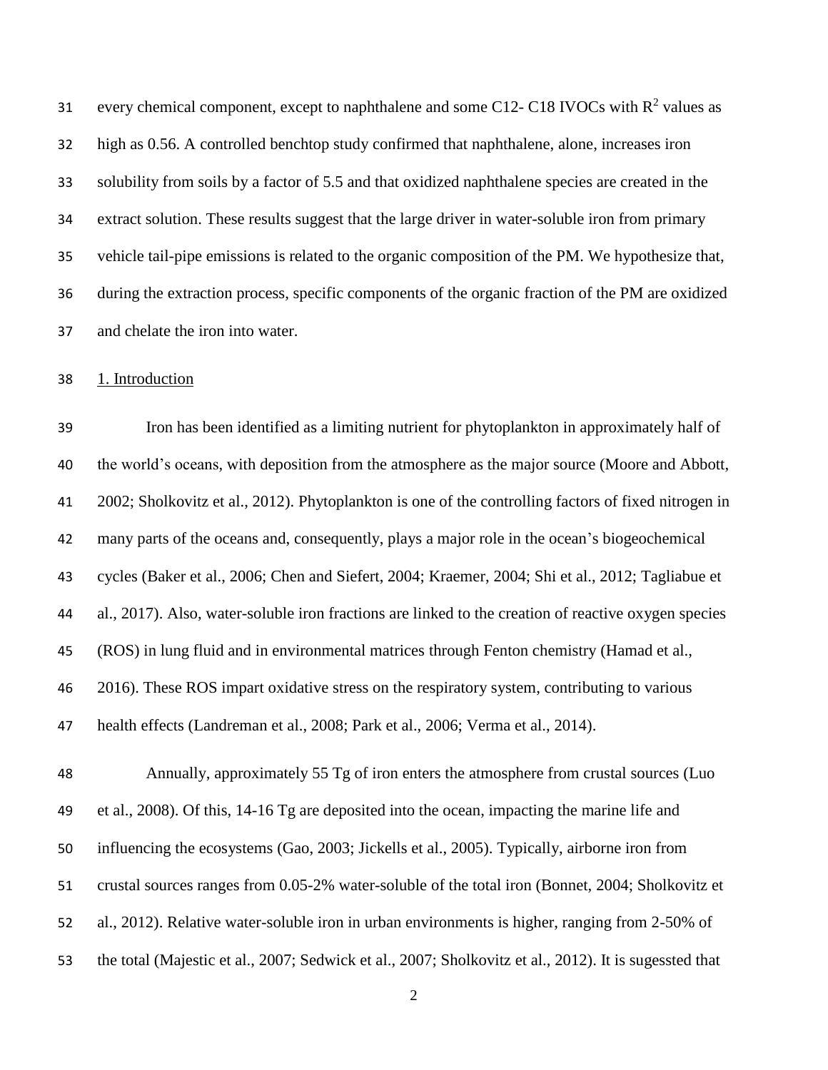every chemical component, except to naphthalene and some C12- C18 IVOCs with $R^2$ values as high as 0.56. A controlled benchtop study confirmed that naphthalene, alone, increases iron solubility from soils by a factor of 5.5 and that oxidized naphthalene species are created in the extract solution. These results suggest that the large driver in water-soluble iron from primary vehicle tail-pipe emissions is related to the organic composition of the PM. We hypothesize that, during the extraction process, specific components of the organic fraction of the PM are oxidized and chelate the iron into water.

## 1. Introduction

Iron has been identified as a limiting nutrient for phytoplankton in approximately half of the world's oceans, with deposition from the atmosphere as the major source (Moore and Abbott, 2002; Sholkovitz et al., 2012). Phytoplankton is one of the controlling factors of fixed nitrogen in many parts of the oceans and, consequently, plays a major role in the ocean's biogeochemical cycles (Baker et al., 2006; Chen and Siefert, 2004; Kraemer, 2004; Shi et al., 2012; Tagliabue et al., 2017). Also, water-soluble iron fractions are linked to the creation of reactive oxygen species (ROS) in lung fluid and in environmental matrices through Fenton chemistry (Hamad et al., 2016). These ROS impart oxidative stress on the respiratory system, contributing to various health effects (Landreman et al., 2008; Park et al., 2006; Verma et al., 2014).

Annually, approximately 55 Tg of iron enters the atmosphere from crustal sources (Luo et al., 2008). Of this, 14-16 Tg are deposited into the ocean, impacting the marine life and influencing the ecosystems (Gao, 2003; Jickells et al., 2005). Typically, airborne iron from crustal sources ranges from 0.05-2% water-soluble of the total iron (Bonnet, 2004; Sholkovitz et al., 2012). Relative water-soluble iron in urban environments is higher, ranging from 2-50% of the total (Majestic et al., 2007; Sedwick et al., 2007; Sholkovitz et al., 2012). It is sugessted that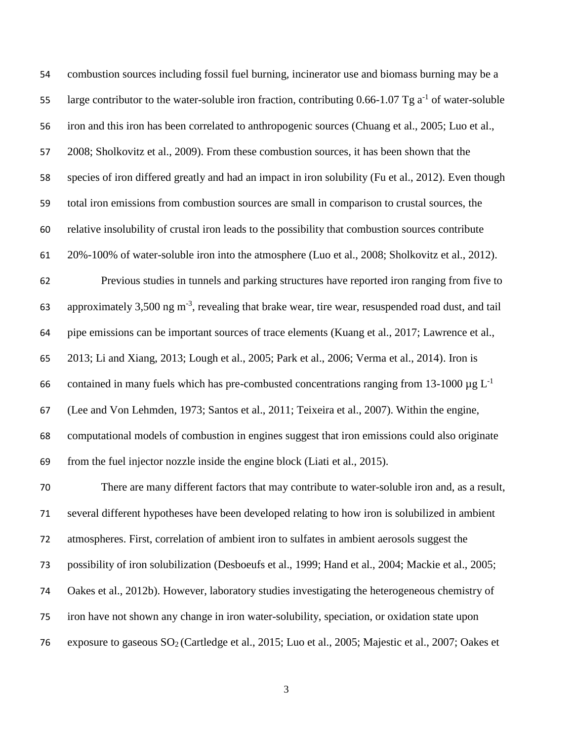combustion sources including fossil fuel burning, incinerator use and biomass burning may be a large contributor to the water-soluble iron fraction, contributing 0.66-1.07 Tg $a^{-1}$ of water-soluble iron and this iron has been correlated to anthropogenic sources (Chuang et al., 2005; Luo et al., 2008; Sholkovitz et al., 2009). From these combustion sources, it has been shown that the species of iron differed greatly and had an impact in iron solubility (Fu et al., 2012). Even though total iron emissions from combustion sources are small in comparison to crustal sources, the relative insolubility of crustal iron leads to the possibility that combustion sources contribute 20%-100% of water-soluble iron into the atmosphere (Luo et al., 2008; Sholkovitz et al., 2012).

Previous studies in tunnels and parking structures have reported iron ranging from five to approximately 3,500 ng $m^{-3}$, revealing that brake wear, tire wear, resuspended road dust, and tail pipe emissions can be important sources of trace elements (Kuang et al., 2017; Lawrence et al., 2013; Li and Xiang, 2013; Lough et al., 2005; Park et al., 2006; Verma et al., 2014). Iron is contained in many fuels which has pre-combusted concentrations ranging from 13-1000 µg $L^{-1}$ (Lee and Von Lehmden, 1973; Santos et al., 2011; Teixeira et al., 2007). Within the engine, computational models of combustion in engines suggest that iron emissions could also originate from the fuel injector nozzle inside the engine block (Liati et al., 2015).

There are many different factors that may contribute to water-soluble iron and, as a result, several different hypotheses have been developed relating to how iron is solubilized in ambient atmospheres. First, correlation of ambient iron to sulfates in ambient aerosols suggest the possibility of iron solubilization (Desboeufs et al., 1999; Hand et al., 2004; Mackie et al., 2005; Oakes et al., 2012b). However, laboratory studies investigating the heterogeneous chemistry of iron have not shown any change in iron water-solubility, speciation, or oxidation state upon exposure to gaseous $SO_2$ (Cartledge et al., 2015; Luo et al., 2005; Majestic et al., 2007; Oakes et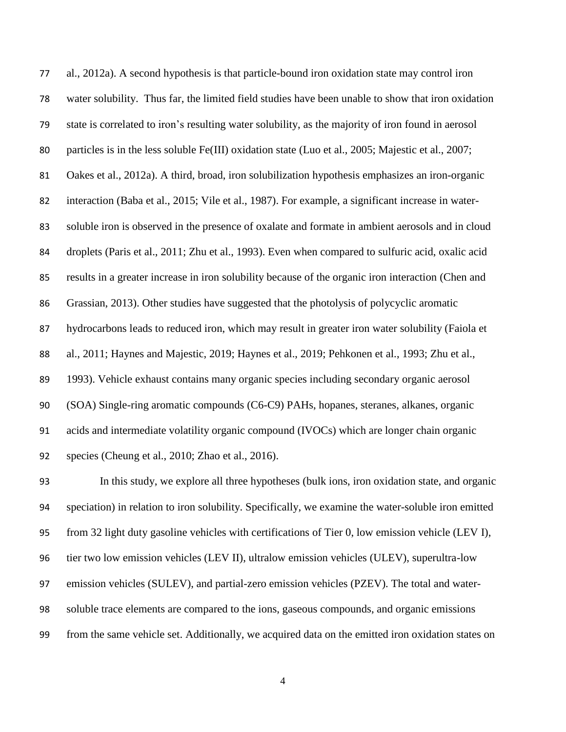al., 2012a). A second hypothesis is that particle-bound iron oxidation state may control iron water solubility. Thus far, the limited field studies have been unable to show that iron oxidation state is correlated to iron's resulting water solubility, as the majority of iron found in aerosol particles is in the less soluble Fe(III) oxidation state (Luo et al., 2005; Majestic et al., 2007; Oakes et al., 2012a). A third, broad, iron solubilization hypothesis emphasizes an iron-organic interaction (Baba et al., 2015; Vile et al., 1987). For example, a significant increase in water-soluble iron is observed in the presence of oxalate and formate in ambient aerosols and in cloud droplets (Paris et al., 2011; Zhu et al., 1993). Even when compared to sulfuric acid, oxalic acid results in a greater increase in iron solubility because of the organic iron interaction (Chen and Grassian, 2013). Other studies have suggested that the photolysis of polycyclic aromatic hydrocarbons leads to reduced iron, which may result in greater iron water solubility (Faiola et al., 2011; Haynes and Majestic, 2019; Haynes et al., 2019; Pehkonen et al., 1993; Zhu et al., 1993). Vehicle exhaust contains many organic species including secondary organic aerosol (SOA) Single-ring aromatic compounds (C6-C9) PAHs, hopanes, steranes, alkanes, organic acids and intermediate volatility organic compound (IVOCs) which are longer chain organic species (Cheung et al., 2010; Zhao et al., 2016).

In this study, we explore all three hypotheses (bulk ions, iron oxidation state, and organic speciation) in relation to iron solubility. Specifically, we examine the water-soluble iron emitted from 32 light duty gasoline vehicles with certifications of Tier 0, low emission vehicle (LEV I), tier two low emission vehicles (LEV II), ultralow emission vehicles (ULEV), superultra-low emission vehicles (SULEV), and partial-zero emission vehicles (PZEV). The total and water-soluble trace elements are compared to the ions, gaseous compounds, and organic emissions from the same vehicle set. Additionally, we acquired data on the emitted iron oxidation states on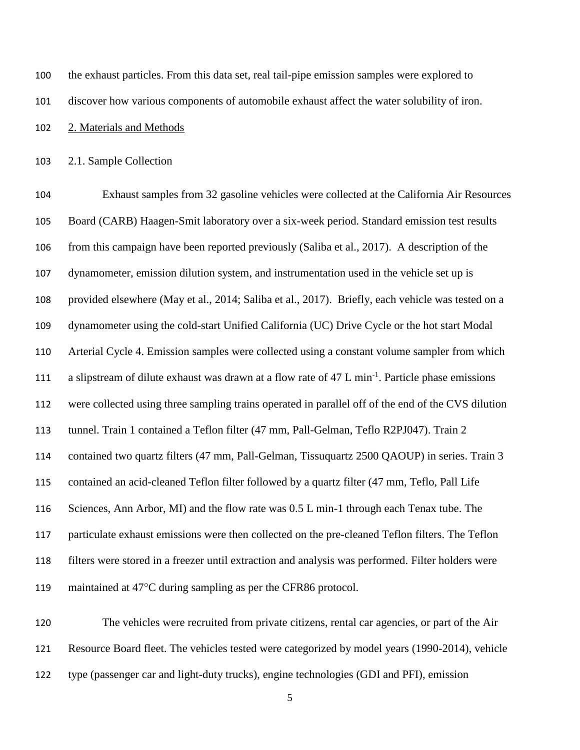the exhaust particles. From this data set, real tail-pipe emission samples were explored to discover how various components of automobile exhaust affect the water solubility of iron.

## 2. Materials and Methods

### 2.1. Sample Collection

Exhaust samples from 32 gasoline vehicles were collected at the California Air Resources Board (CARB) Haagen-Smit laboratory over a six-week period. Standard emission test results from this campaign have been reported previously (Saliba et al., 2017). A description of the dynamometer, emission dilution system, and instrumentation used in the vehicle set up is provided elsewhere (May et al., 2014; Saliba et al., 2017). Briefly, each vehicle was tested on a dynamometer using the cold-start Unified California (UC) Drive Cycle or the hot start Modal Arterial Cycle 4. Emission samples were collected using a constant volume sampler from which a slipstream of dilute exhaust was drawn at a flow rate of 47 L $min^{-1}$. Particle phase emissions were collected using three sampling trains operated in parallel off of the end of the CVS dilution tunnel. Train 1 contained a Teflon filter (47 mm, Pall-Gelman, Teflo R2PJ047). Train 2 contained two quartz filters (47 mm, Pall-Gelman, Tissuquartz 2500 QAOUP) in series. Train 3 contained an acid-cleaned Teflon filter followed by a quartz filter (47 mm, Teflo, Pall Life Sciences, Ann Arbor, MI) and the flow rate was 0.5 L min-1 through each Tenax tube. The particulate exhaust emissions were then collected on the pre-cleaned Teflon filters. The Teflon filters were stored in a freezer until extraction and analysis was performed. Filter holders were maintained at 47°C during sampling as per the CFR86 protocol.

The vehicles were recruited from private citizens, rental car agencies, or part of the Air Resource Board fleet. The vehicles tested were categorized by model years (1990-2014), vehicle type (passenger car and light-duty trucks), engine technologies (GDI and PFI), emission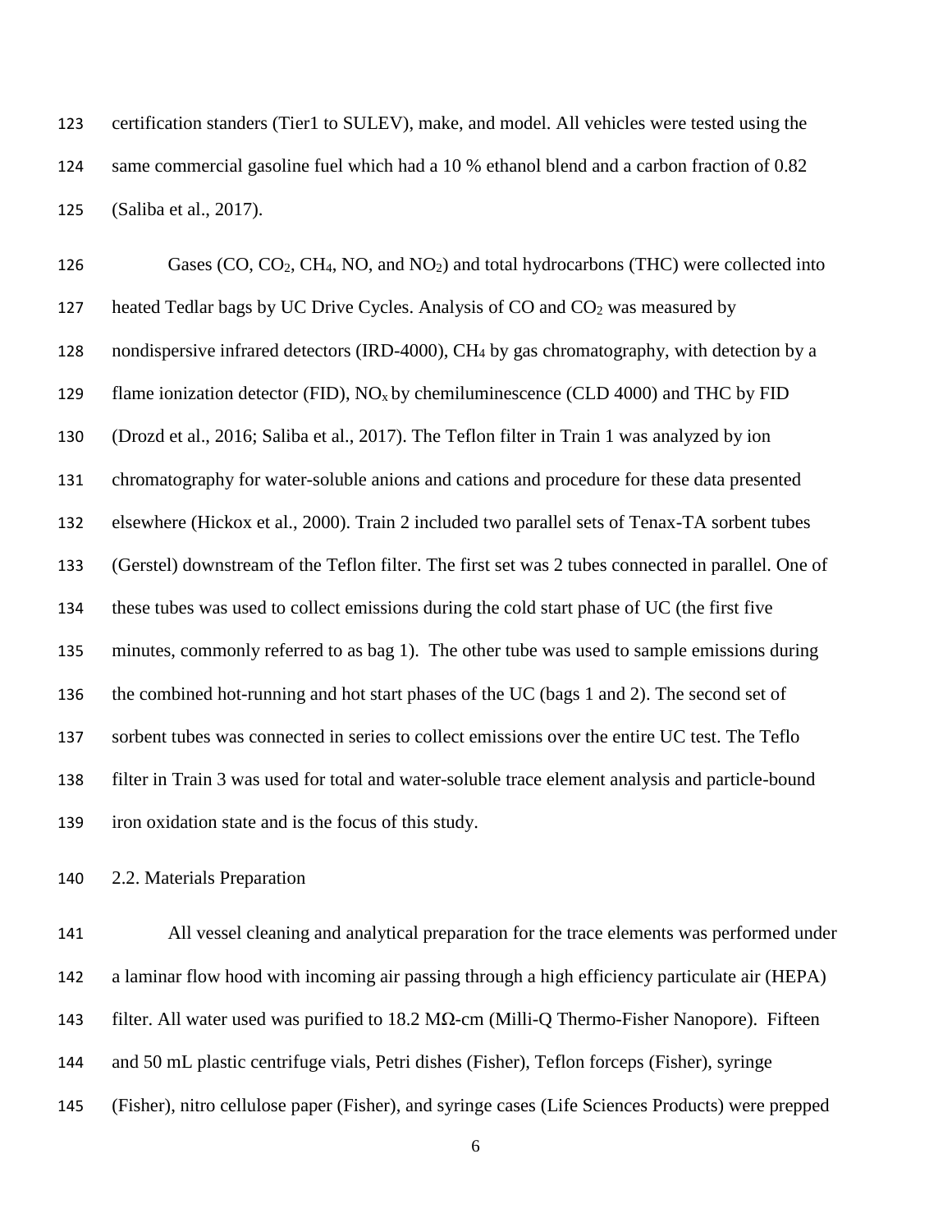certification standers (Tier1 to SULEV), make, and model. All vehicles were tested using the same commercial gasoline fuel which had a 10 % ethanol blend and a carbon fraction of 0.82 (Saliba et al., 2017).

Gases (CO, $CO_2$, $CH_4$, NO, and $NO_2$) and total hydrocarbons (THC) were collected into heated Tedlar bags by UC Drive Cycles. Analysis of CO and $CO_2$ was measured by nondispersive infrared detectors (IRD-4000), $CH_4$ by gas chromatography, with detection by a flame ionization detector (FID), $NO_x$ by chemiluminescence (CLD 4000) and THC by FID (Drozd et al., 2016; Saliba et al., 2017). The Teflon filter in Train 1 was analyzed by ion chromatography for water-soluble anions and cations and procedure for these data presented elsewhere (Hickox et al., 2000). Train 2 included two parallel sets of Tenax-TA sorbent tubes (Gerstel) downstream of the Teflon filter. The first set was 2 tubes connected in parallel. One of these tubes was used to collect emissions during the cold start phase of UC (the first five minutes, commonly referred to as bag 1). The other tube was used to sample emissions during the combined hot-running and hot start phases of the UC (bags 1 and 2). The second set of sorbent tubes was connected in series to collect emissions over the entire UC test. The Teflo filter in Train 3 was used for total and water-soluble trace element analysis and particle-bound iron oxidation state and is the focus of this study.

## 2.2. Materials Preparation

All vessel cleaning and analytical preparation for the trace elements was performed under a laminar flow hood with incoming air passing through a high efficiency particulate air (HEPA) filter. All water used was purified to 18.2 MΩ-cm (Milli-Q Thermo-Fisher Nanopore). Fifteen and 50 mL plastic centrifuge vials, Petri dishes (Fisher), Teflon forceps (Fisher), syringe (Fisher), nitro cellulose paper (Fisher), and syringe cases (Life Sciences Products) were prepped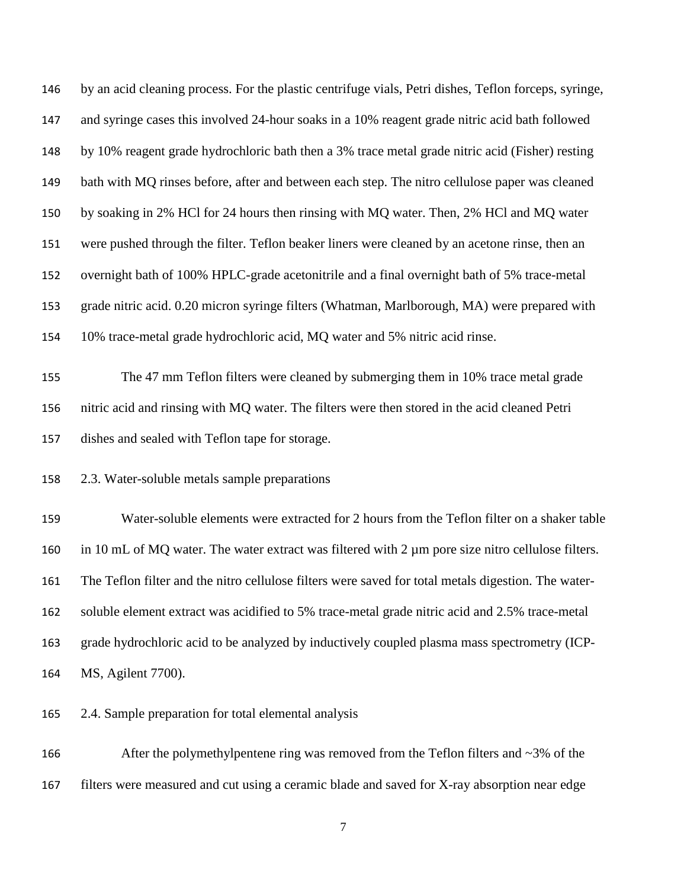by an acid cleaning process. For the plastic centrifuge vials, Petri dishes, Teflon forceps, syringe, and syringe cases this involved 24-hour soaks in a 10% reagent grade nitric acid bath followed by 10% reagent grade hydrochloric bath then a 3% trace metal grade nitric acid (Fisher) resting bath with MQ rinses before, after and between each step. The nitro cellulose paper was cleaned by soaking in 2% HCl for 24 hours then rinsing with MQ water. Then, 2% HCl and MQ water were pushed through the filter. Teflon beaker liners were cleaned by an acetone rinse, then an overnight bath of 100% HPLC-grade acetonitrile and a final overnight bath of 5% trace-metal grade nitric acid. 0.20 micron syringe filters (Whatman, Marlborough, MA) were prepared with 10% trace-metal grade hydrochloric acid, MQ water and 5% nitric acid rinse.

The 47 mm Teflon filters were cleaned by submerging them in 10% trace metal grade nitric acid and rinsing with MQ water. The filters were then stored in the acid cleaned Petri dishes and sealed with Teflon tape for storage.

## 2.3. Water-soluble metals sample preparations

Water-soluble elements were extracted for 2 hours from the Teflon filter on a shaker table in 10 mL of MQ water. The water extract was filtered with 2 µm pore size nitro cellulose filters. The Teflon filter and the nitro cellulose filters were saved for total metals digestion. The water-soluble element extract was acidified to 5% trace-metal grade nitric acid and 2.5% trace-metal grade hydrochloric acid to be analyzed by inductively coupled plasma mass spectrometry (ICP-MS, Agilent 7700).

## 2.4. Sample preparation for total elemental analysis

After the polymethylpentene ring was removed from the Teflon filters and ~3% of the filters were measured and cut using a ceramic blade and saved for X-ray absorption near edge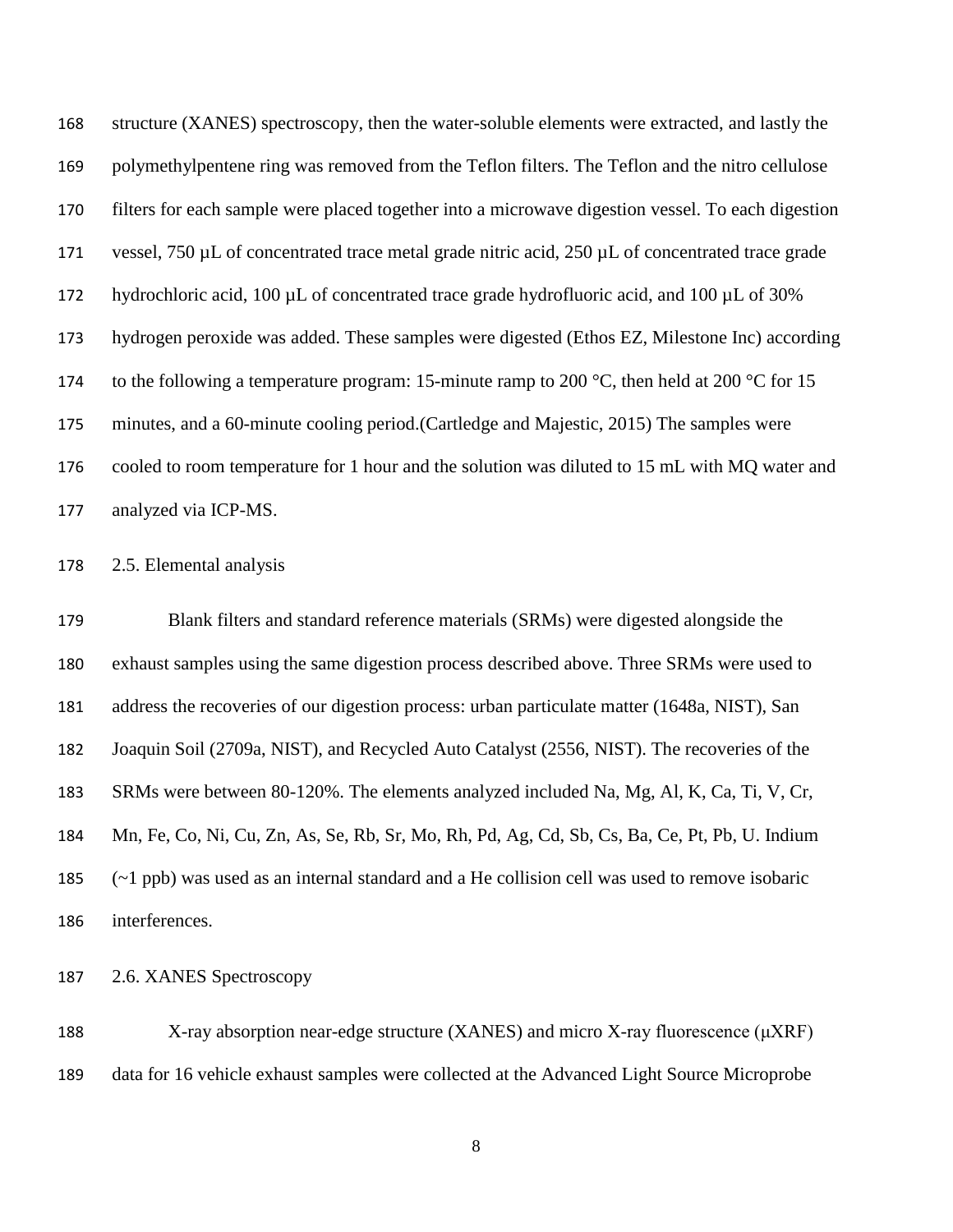structure (XANES) spectroscopy, then the water-soluble elements were extracted, and lastly the polymethylpentene ring was removed from the Teflon filters. The Teflon and the nitro cellulose filters for each sample were placed together into a microwave digestion vessel. To each digestion vessel, 750 µL of concentrated trace metal grade nitric acid, 250 µL of concentrated trace grade hydrochloric acid, 100 µL of concentrated trace grade hydrofluoric acid, and 100 µL of 30% hydrogen peroxide was added. These samples were digested (Ethos EZ, Milestone Inc) according to the following a temperature program: 15-minute ramp to 200 °C, then held at 200 °C for 15 minutes, and a 60-minute cooling period.(Cartledge and Majestic, 2015) The samples were cooled to room temperature for 1 hour and the solution was diluted to 15 mL with MQ water and analyzed via ICP-MS.

## 2.5. Elemental analysis

Blank filters and standard reference materials (SRMs) were digested alongside the exhaust samples using the same digestion process described above. Three SRMs were used to address the recoveries of our digestion process: urban particulate matter (1648a, NIST), San Joaquin Soil (2709a, NIST), and Recycled Auto Catalyst (2556, NIST). The recoveries of the SRMs were between 80-120%. The elements analyzed included Na, Mg, Al, K, Ca, Ti, V, Cr, Mn, Fe, Co, Ni, Cu, Zn, As, Se, Rb, Sr, Mo, Rh, Pd, Ag, Cd, Sb, Cs, Ba, Ce, Pt, Pb, U. Indium (~1 ppb) was used as an internal standard and a He collision cell was used to remove isobaric interferences.

## 2.6. XANES Spectroscopy

X-ray absorption near-edge structure (XANES) and micro X-ray fluorescence (µXRF) data for 16 vehicle exhaust samples were collected at the Advanced Light Source Microprobe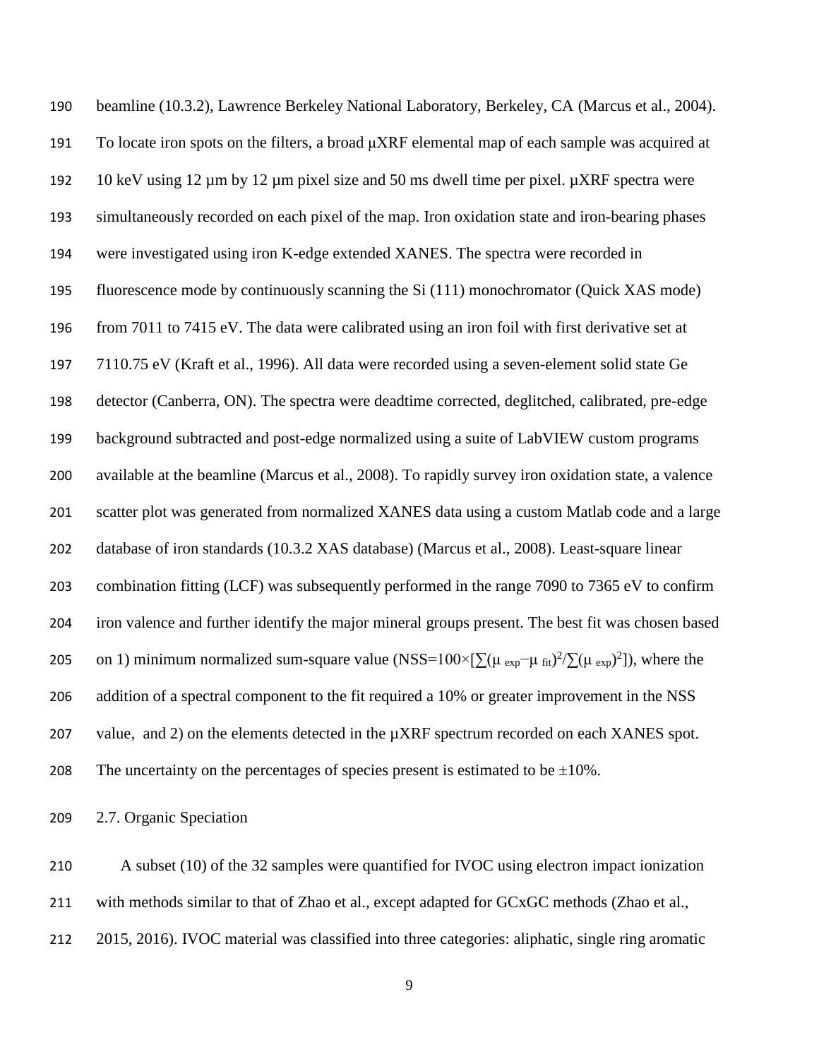beamline (10.3.2), Lawrence Berkeley National Laboratory, Berkeley, CA (Marcus et al., 2004). To locate iron spots on the filters, a broad µXRF elemental map of each sample was acquired at 10 keV using 12 µm by 12 µm pixel size and 50 ms dwell time per pixel. µXRF spectra were simultaneously recorded on each pixel of the map. Iron oxidation state and iron-bearing phases were investigated using iron K-edge extended XANES. The spectra were recorded in fluorescence mode by continuously scanning the Si (111) monochromator (Quick XAS mode) from 7011 to 7415 eV. The data were calibrated using an iron foil with first derivative set at 7110.75 eV (Kraft et al., 1996). All data were recorded using a seven-element solid state Ge detector (Canberra, ON). The spectra were deadtime corrected, deglitched, calibrated, pre-edge background subtracted and post-edge normalized using a suite of LabVIEW custom programs available at the beamline (Marcus et al., 2008). To rapidly survey iron oxidation state, a valence scatter plot was generated from normalized XANES data using a custom Matlab code and a large database of iron standards (10.3.2 XAS database) (Marcus et al., 2008). Least-square linear combination fitting (LCF) was subsequently performed in the range 7090 to 7365 eV to confirm iron valence and further identify the major mineral groups present. The best fit was chosen based on 1) minimum normalized sum-square value ($NSS=100\times[\sum(\mu_{exp}-\mu_{fit})^2/\sum(\mu_{exp})^2]$), where the addition of a spectral component to the fit required a 10% or greater improvement in the NSS value, and 2) on the elements detected in the µXRF spectrum recorded on each XANES spot. The uncertainty on the percentages of species present is estimated to be ±10%.

### 2.7. Organic Speciation

A subset (10) of the 32 samples were quantified for IVOC using electron impact ionization with methods similar to that of Zhao et al., except adapted for GCxGC methods (Zhao et al., 2015, 2016). IVOC material was classified into three categories: aliphatic, single ring aromatic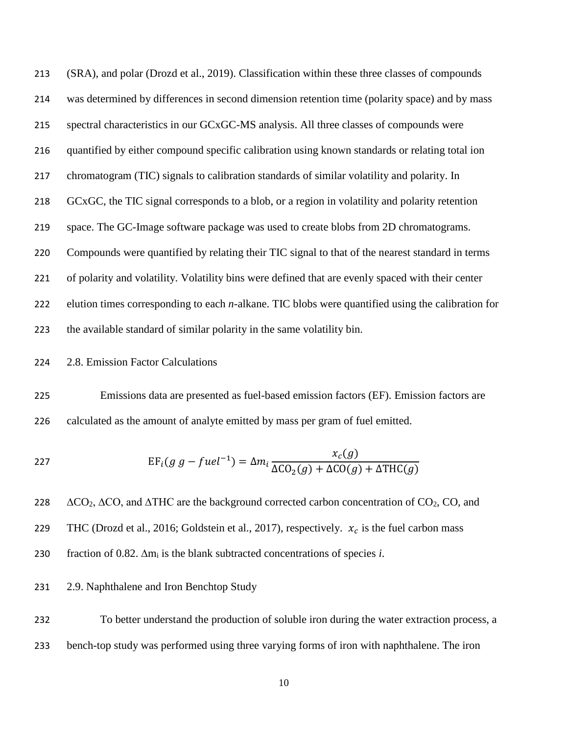(SRA), and polar (Drozd et al., 2019). Classification within these three classes of compounds was determined by differences in second dimension retention time (polarity space) and by mass spectral characteristics in our GCxGC-MS analysis. All three classes of compounds were quantified by either compound specific calibration using known standards or relating total ion chromatogram (TIC) signals to calibration standards of similar volatility and polarity. In GCxGC, the TIC signal corresponds to a blob, or a region in volatility and polarity retention space. The GC-Image software package was used to create blobs from 2D chromatograms. Compounds were quantified by relating their TIC signal to that of the nearest standard in terms of polarity and volatility. Volatility bins were defined that are evenly spaced with their center elution times corresponding to each *n*-alkane. TIC blobs were quantified using the calibration for the available standard of similar polarity in the same volatility bin.

## 2.8. Emission Factor Calculations

Emissions data are presented as fuel-based emission factors (EF). Emission factors are calculated as the amount of analyte emitted by mass per gram of fuel emitted.

$$\mathrm{EF}_i(g\ g-fuel^{-1}) = \Delta m_i \frac{x_c(g)}{\Delta\mathrm{CO}_2(g) + \Delta\mathrm{CO}(g) + \Delta\mathrm{THC}(g)}$$

$\Delta CO_2$, $\Delta CO$, and $\Delta THC$ are the background corrected carbon concentration of $CO_2$, CO, and THC (Drozd et al., 2016; Goldstein et al., 2017), respectively. $x_c$ is the fuel carbon mass fraction of 0.82. $\Delta m_i$ is the blank subtracted concentrations of species *i*.

## 2.9. Naphthalene and Iron Benchtop Study

To better understand the production of soluble iron during the water extraction process, a bench-top study was performed using three varying forms of iron with naphthalene. The iron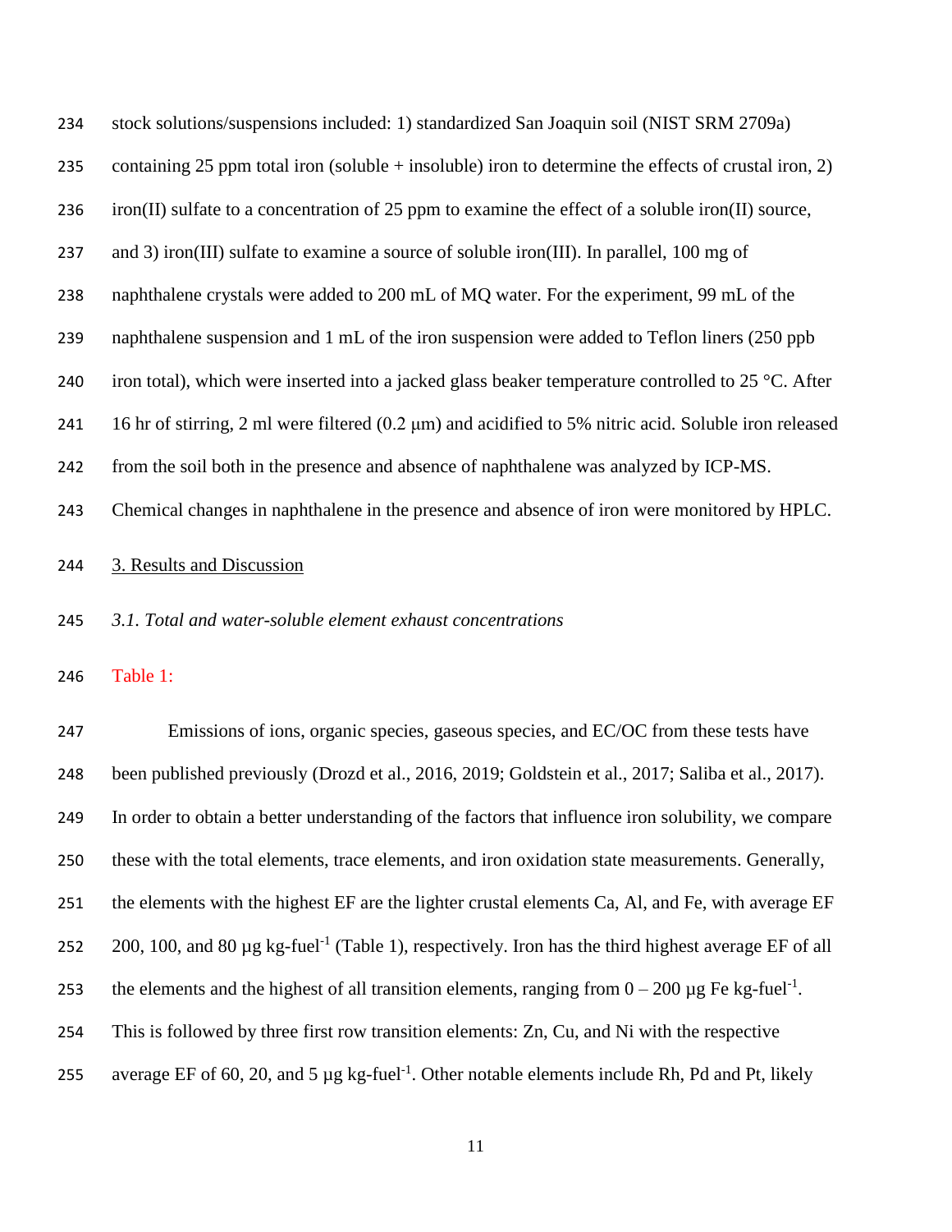stock solutions/suspensions included: 1) standardized San Joaquin soil (NIST SRM 2709a) containing 25 ppm total iron (soluble + insoluble) iron to determine the effects of crustal iron, 2) iron(II) sulfate to a concentration of 25 ppm to examine the effect of a soluble iron(II) source, and 3) iron(III) sulfate to examine a source of soluble iron(III). In parallel, 100 mg of naphthalene crystals were added to 200 mL of MQ water. For the experiment, 99 mL of the naphthalene suspension and 1 mL of the iron suspension were added to Teflon liners (250 ppb iron total), which were inserted into a jacked glass beaker temperature controlled to 25 °C. After 16 hr of stirring, 2 ml were filtered (0.2 µm) and acidified to 5% nitric acid. Soluble iron released from the soil both in the presence and absence of naphthalene was analyzed by ICP-MS. Chemical changes in naphthalene in the presence and absence of iron were monitored by HPLC.

## 3. Results and Discussion

### *3.1. Total and water-soluble element exhaust concentrations*

Table 1:

Emissions of ions, organic species, gaseous species, and EC/OC from these tests have been published previously (Drozd et al., 2016, 2019; Goldstein et al., 2017; Saliba et al., 2017). In order to obtain a better understanding of the factors that influence iron solubility, we compare these with the total elements, trace elements, and iron oxidation state measurements. Generally, the elements with the highest EF are the lighter crustal elements Ca, Al, and Fe, with average EF 200, 100, and 80 µg kg-fuel$^{-1}$ (Table 1), respectively. Iron has the third highest average EF of all the elements and the highest of all transition elements, ranging from 0 – 200 µg Fe kg-fuel$^{-1}$. This is followed by three first row transition elements: Zn, Cu, and Ni with the respective average EF of 60, 20, and 5 µg kg-fuel$^{-1}$. Other notable elements include Rh, Pd and Pt, likely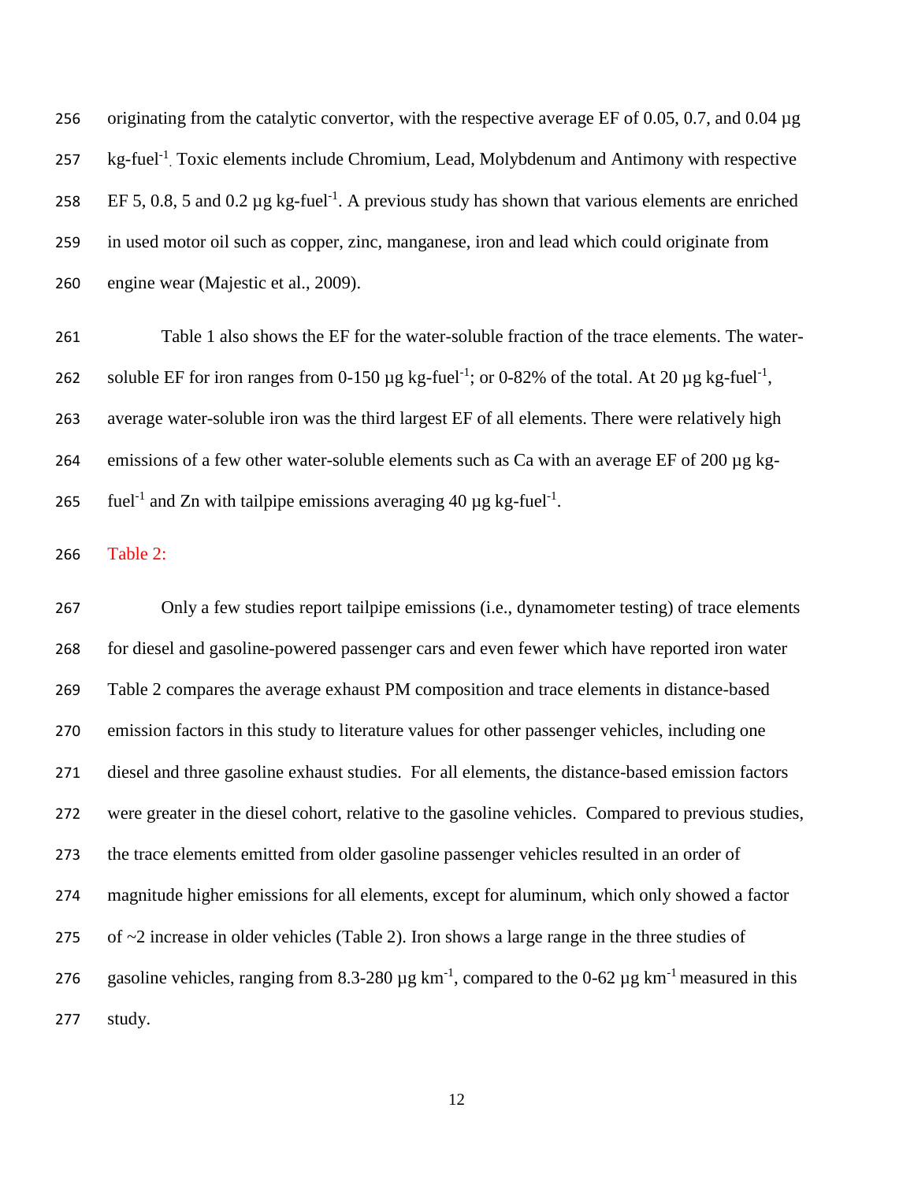originating from the catalytic convertor, with the respective average EF of 0.05, 0.7, and 0.04 µg kg-fuel$^{-1}$. Toxic elements include Chromium, Lead, Molybdenum and Antimony with respective EF 5, 0.8, 5 and 0.2 µg kg-fuel$^{-1}$. A previous study has shown that various elements are enriched in used motor oil such as copper, zinc, manganese, iron and lead which could originate from engine wear (Majestic et al., 2009).

Table 1 also shows the EF for the water-soluble fraction of the trace elements. The water-soluble EF for iron ranges from 0-150 µg kg-fuel$^{-1}$; or 0-82% of the total. At 20 µg kg-fuel$^{-1}$, average water-soluble iron was the third largest EF of all elements. There were relatively high emissions of a few other water-soluble elements such as Ca with an average EF of 200 µg kg-fuel$^{-1}$ and Zn with tailpipe emissions averaging 40 µg kg-fuel$^{-1}$.

Table 2:

Only a few studies report tailpipe emissions (i.e., dynamometer testing) of trace elements for diesel and gasoline-powered passenger cars and even fewer which have reported iron water Table 2 compares the average exhaust PM composition and trace elements in distance-based emission factors in this study to literature values for other passenger vehicles, including one diesel and three gasoline exhaust studies. For all elements, the distance-based emission factors were greater in the diesel cohort, relative to the gasoline vehicles. Compared to previous studies, the trace elements emitted from older gasoline passenger vehicles resulted in an order of magnitude higher emissions for all elements, except for aluminum, which only showed a factor of ~2 increase in older vehicles (Table 2). Iron shows a large range in the three studies of gasoline vehicles, ranging from 8.3-280 µg km$^{-1}$, compared to the 0-62 µg km$^{-1}$ measured in this study.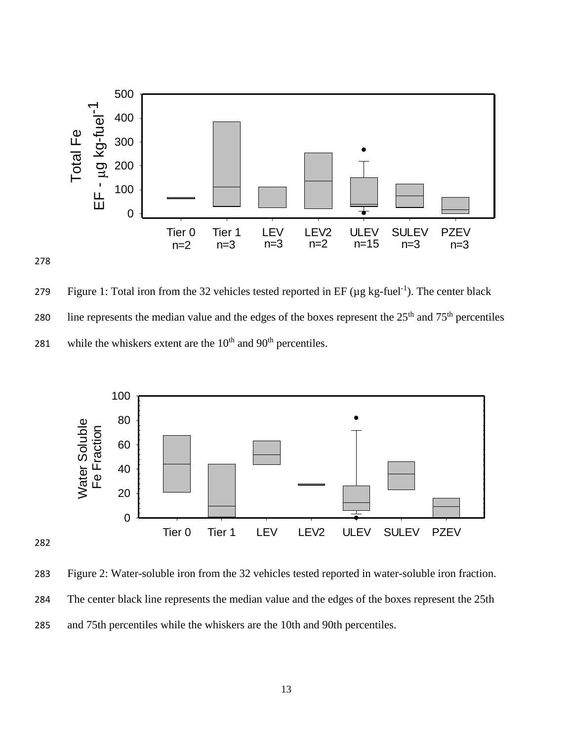Figure 1: Total iron from the 32 vehicles tested reported in EF (µg kg-fuel$^{-1}$). The center black line represents the median value and the edges of the boxes represent the 25$^{th}$ and 75$^{th}$ percentiles while the whiskers extent are the 10$^{th}$ and 90$^{th}$ percentiles.

Figure 2: Water-soluble iron from the 32 vehicles tested reported in water-soluble iron fraction. The center black line represents the median value and the edges of the boxes represent the 25th and 75th percentiles while the whiskers are the 10th and 90th percentiles.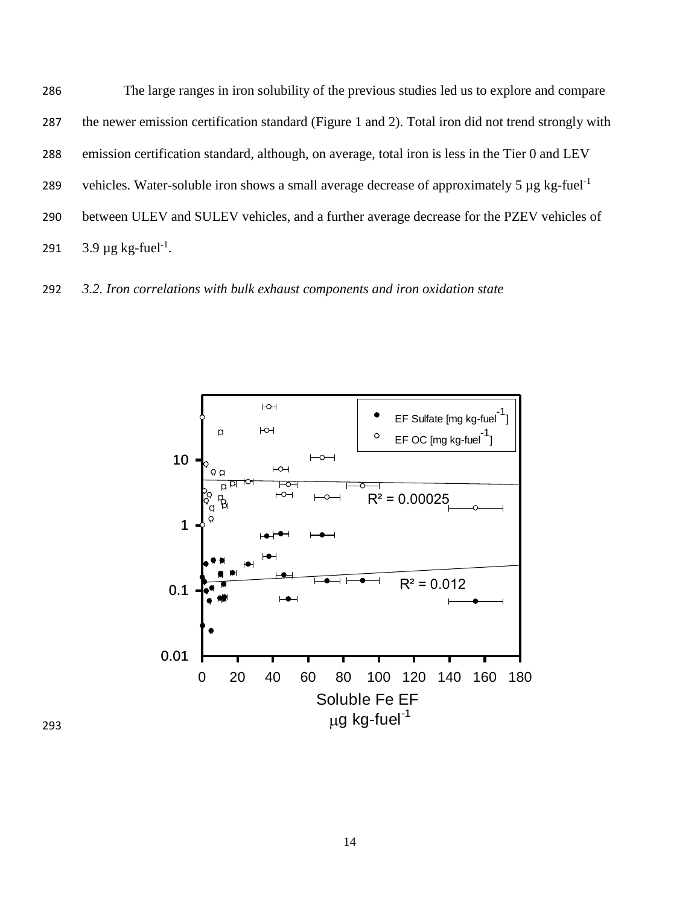The large ranges in iron solubility of the previous studies led us to explore and compare the newer emission certification standard (Figure 1 and 2). Total iron did not trend strongly with emission certification standard, although, on average, total iron is less in the Tier 0 and LEV vehicles. Water-soluble iron shows a small average decrease of approximately 5 µg kg-fuel$^{-1}$ between ULEV and SULEV vehicles, and a further average decrease for the PZEV vehicles of 3.9 µg kg-fuel$^{-1}$.

### *3.2. Iron correlations with bulk exhaust components and iron oxidation state*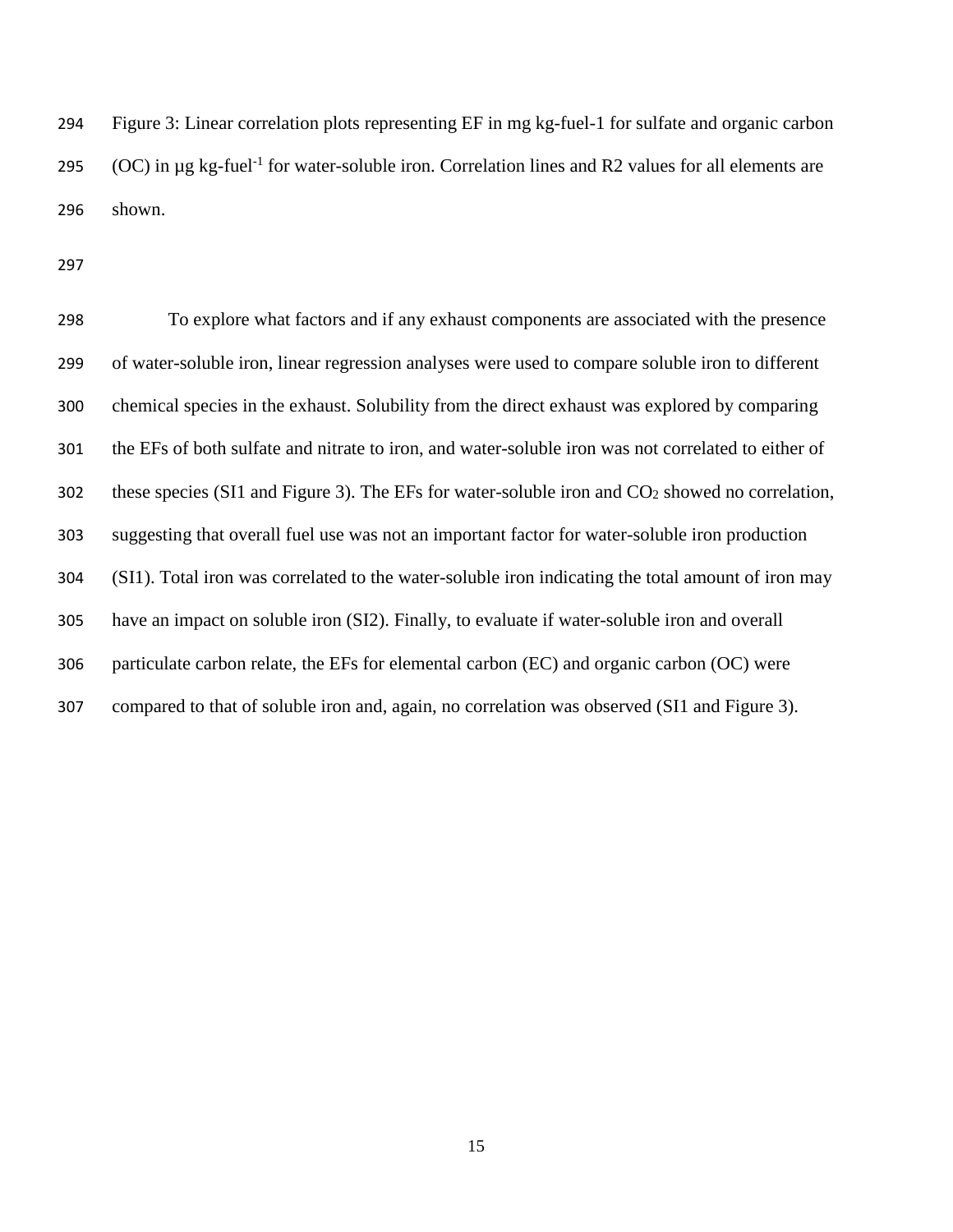Figure 3: Linear correlation plots representing EF in mg kg-fuel-1 for sulfate and organic carbon (OC) in µg kg-fuel$^{-1}$ for water-soluble iron. Correlation lines and R2 values for all elements are shown.

To explore what factors and if any exhaust components are associated with the presence of water-soluble iron, linear regression analyses were used to compare soluble iron to different chemical species in the exhaust. Solubility from the direct exhaust was explored by comparing the EFs of both sulfate and nitrate to iron, and water-soluble iron was not correlated to either of these species (SI1 and Figure 3). The EFs for water-soluble iron and $CO_2$ showed no correlation, suggesting that overall fuel use was not an important factor for water-soluble iron production (SI1). Total iron was correlated to the water-soluble iron indicating the total amount of iron may have an impact on soluble iron (SI2). Finally, to evaluate if water-soluble iron and overall particulate carbon relate, the EFs for elemental carbon (EC) and organic carbon (OC) were compared to that of soluble iron and, again, no correlation was observed (SI1 and Figure 3).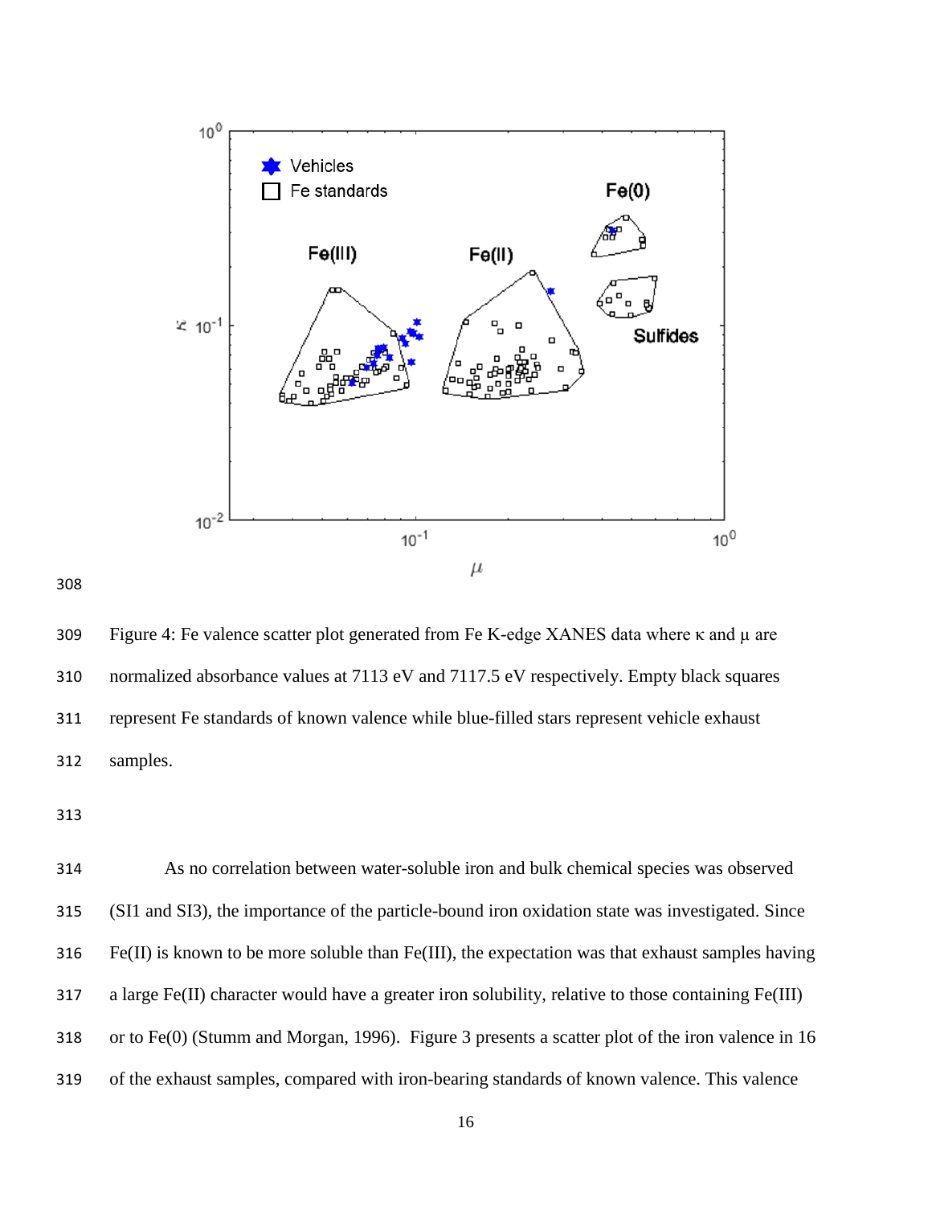Figure 4: Fe valence scatter plot generated from Fe K-edge XANES data where κ and μ are normalized absorbance values at 7113 eV and 7117.5 eV respectively. Empty black squares represent Fe standards of known valence while blue-filled stars represent vehicle exhaust samples.

As no correlation between water-soluble iron and bulk chemical species was observed (SI1 and SI3), the importance of the particle-bound iron oxidation state was investigated. Since Fe(II) is known to be more soluble than Fe(III), the expectation was that exhaust samples having a large Fe(II) character would have a greater iron solubility, relative to those containing Fe(III) or to Fe(0) (Stumm and Morgan, 1996). Figure 3 presents a scatter plot of the iron valence in 16 of the exhaust samples, compared with iron-bearing standards of known valence. This valence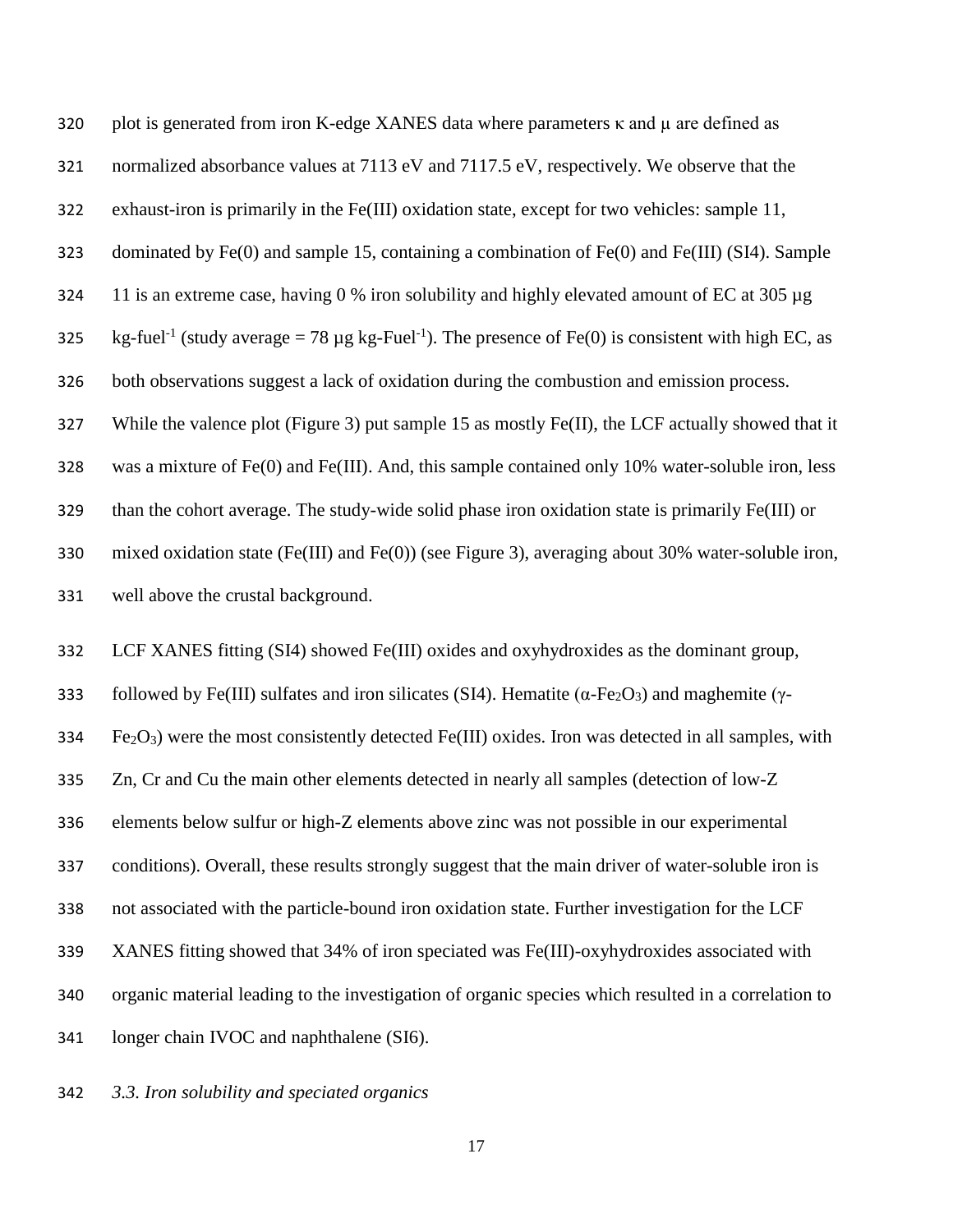plot is generated from iron K-edge XANES data where parameters κ and μ are defined as normalized absorbance values at 7113 eV and 7117.5 eV, respectively. We observe that the exhaust-iron is primarily in the Fe(III) oxidation state, except for two vehicles: sample 11, dominated by Fe(0) and sample 15, containing a combination of Fe(0) and Fe(III) (SI4). Sample 11 is an extreme case, having 0 % iron solubility and highly elevated amount of EC at 305 µg kg-fuel$^{-1}$ (study average = 78 µg kg-Fuel$^{-1}$). The presence of Fe(0) is consistent with high EC, as both observations suggest a lack of oxidation during the combustion and emission process. While the valence plot (Figure 3) put sample 15 as mostly Fe(II), the LCF actually showed that it was a mixture of Fe(0) and Fe(III). And, this sample contained only 10% water-soluble iron, less than the cohort average. The study-wide solid phase iron oxidation state is primarily Fe(III) or mixed oxidation state (Fe(III) and Fe(0)) (see Figure 3), averaging about 30% water-soluble iron, well above the crustal background.

LCF XANES fitting (SI4) showed Fe(III) oxides and oxyhydroxides as the dominant group, followed by Fe(III) sulfates and iron silicates (SI4). Hematite (α-$Fe_2O_3$) and maghemite (γ-$Fe_2O_3$) were the most consistently detected Fe(III) oxides. Iron was detected in all samples, with Zn, Cr and Cu the main other elements detected in nearly all samples (detection of low-Z elements below sulfur or high-Z elements above zinc was not possible in our experimental conditions). Overall, these results strongly suggest that the main driver of water-soluble iron is not associated with the particle-bound iron oxidation state. Further investigation for the LCF XANES fitting showed that 34% of iron speciated was Fe(III)-oxyhydroxides associated with organic material leading to the investigation of organic species which resulted in a correlation to longer chain IVOC and naphthalene (SI6).

### *3.3. Iron solubility and speciated organics*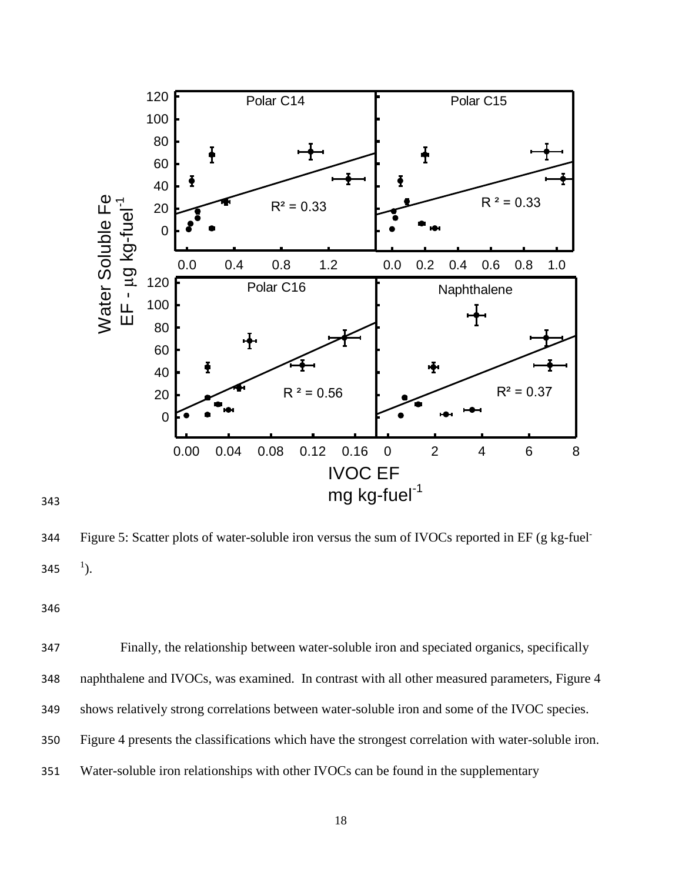Figure 5: Scatter plots of water-soluble iron versus the sum of IVOCs reported in EF (g kg-fuel$^{-1}$).

Finally, the relationship between water-soluble iron and speciated organics, specifically naphthalene and IVOCs, was examined. In contrast with all other measured parameters, Figure 4 shows relatively strong correlations between water-soluble iron and some of the IVOC species. Figure 4 presents the classifications which have the strongest correlation with water-soluble iron. Water-soluble iron relationships with other IVOCs can be found in the supplementary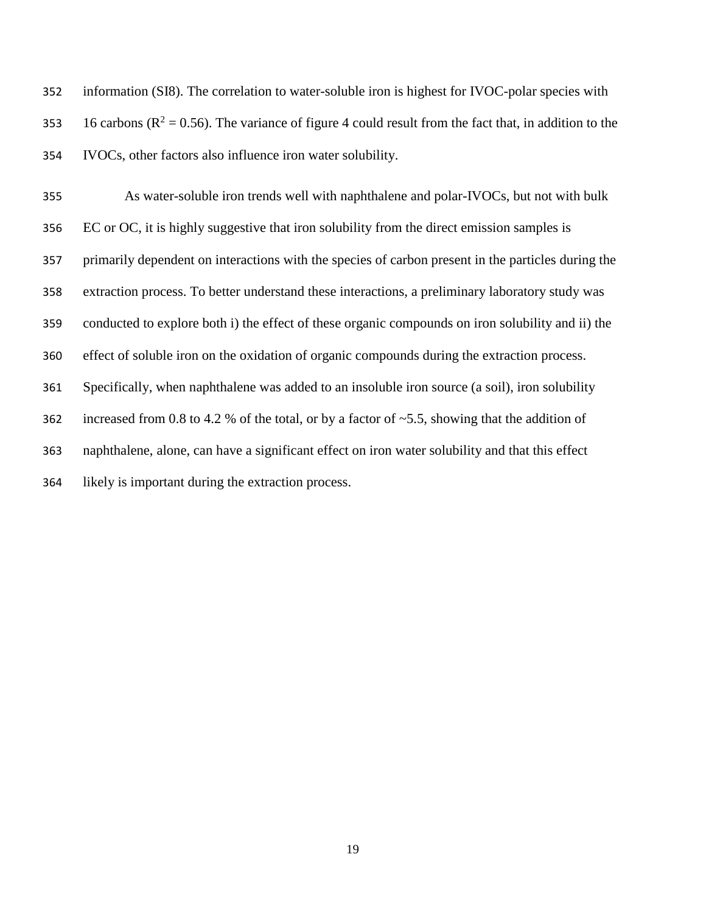information (SI8). The correlation to water-soluble iron is highest for IVOC-polar species with 16 carbons ($R^2 = 0.56$). The variance of figure 4 could result from the fact that, in addition to the IVOCs, other factors also influence iron water solubility.

As water-soluble iron trends well with naphthalene and polar-IVOCs, but not with bulk EC or OC, it is highly suggestive that iron solubility from the direct emission samples is primarily dependent on interactions with the species of carbon present in the particles during the extraction process. To better understand these interactions, a preliminary laboratory study was conducted to explore both i) the effect of these organic compounds on iron solubility and ii) the effect of soluble iron on the oxidation of organic compounds during the extraction process. Specifically, when naphthalene was added to an insoluble iron source (a soil), iron solubility increased from 0.8 to 4.2 % of the total, or by a factor of ~5.5, showing that the addition of naphthalene, alone, can have a significant effect on iron water solubility and that this effect likely is important during the extraction process.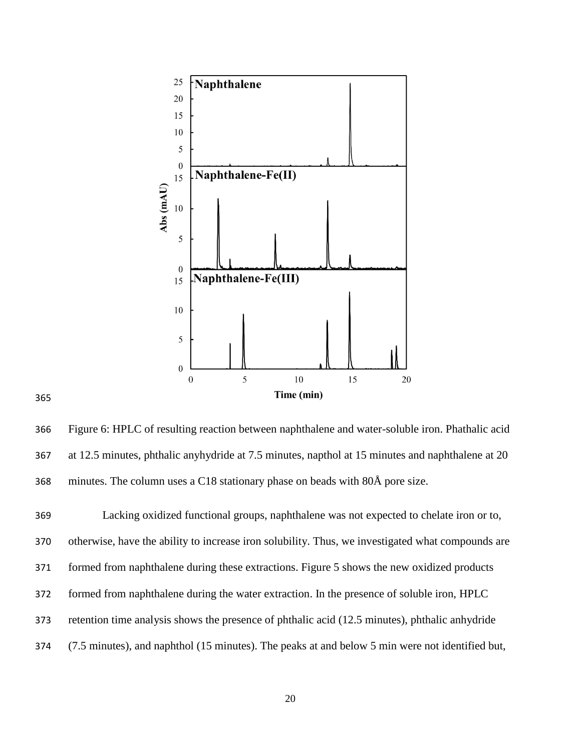Figure 6: HPLC of resulting reaction between naphthalene and water-soluble iron. Phathalic acid at 12.5 minutes, phthalic anyhydride at 7.5 minutes, napthol at 15 minutes and naphthalene at 20 minutes. The column uses a C18 stationary phase on beads with 80Å pore size.

Lacking oxidized functional groups, naphthalene was not expected to chelate iron or to, otherwise, have the ability to increase iron solubility. Thus, we investigated what compounds are formed from naphthalene during these extractions. Figure 5 shows the new oxidized products formed from naphthalene during the water extraction. In the presence of soluble iron, HPLC retention time analysis shows the presence of phthalic acid (12.5 minutes), phthalic anhydride (7.5 minutes), and naphthol (15 minutes). The peaks at and below 5 min were not identified but,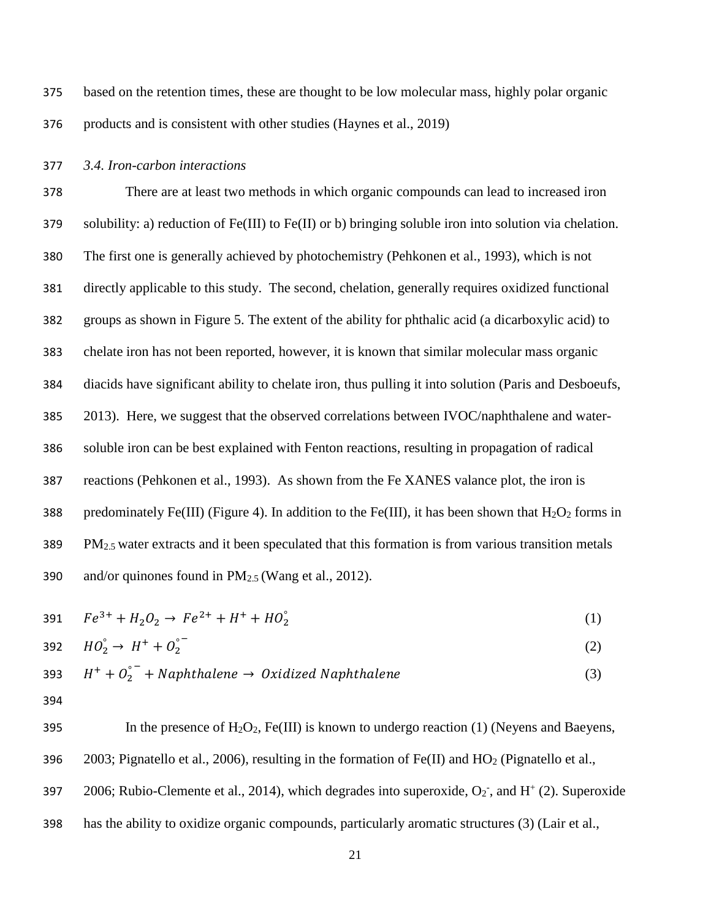based on the retention times, these are thought to be low molecular mass, highly polar organic products and is consistent with other studies (Haynes et al., 2019)

### *3.4. Iron-carbon interactions*

There are at least two methods in which organic compounds can lead to increased iron solubility: a) reduction of Fe(III) to Fe(II) or b) bringing soluble iron into solution via chelation. The first one is generally achieved by photochemistry (Pehkonen et al., 1993), which is not directly applicable to this study. The second, chelation, generally requires oxidized functional groups as shown in Figure 5. The extent of the ability for phthalic acid (a dicarboxylic acid) to chelate iron has not been reported, however, it is known that similar molecular mass organic diacids have significant ability to chelate iron, thus pulling it into solution (Paris and Desboeufs, 2013). Here, we suggest that the observed correlations between IVOC/naphthalene and water-soluble iron can be best explained with Fenton reactions, resulting in propagation of radical reactions (Pehkonen et al., 1993). As shown from the Fe XANES valance plot, the iron is predominately Fe(III) (Figure 4). In addition to the Fe(III), it has been shown that $H_2O_2$ forms in $PM_{2.5}$ water extracts and it been speculated that this formation is from various transition metals and/or quinones found in $PM_{2.5}$ (Wang et al., 2012).

$$Fe^{3+} + H_2O_2 \rightarrow Fe^{2+} + H^+ + HO_2^{\circ} \quad (1)$$

$$HO_2^{\circ} \rightarrow H^+ + O_2^{\circ -} \quad (2)$$

$$H^+ + O_2^{\circ -} + Naphthalene \rightarrow Oxidized\ Naphthalene \quad (3)$$

In the presence of $H_2O_2$, Fe(III) is known to undergo reaction (1) (Neyens and Baeyens, 2003; Pignatello et al., 2006), resulting in the formation of Fe(II) and $HO_2$ (Pignatello et al., 2006; Rubio-Clemente et al., 2014), which degrades into superoxide, $O_2^-$, and $H^+$ (2). Superoxide has the ability to oxidize organic compounds, particularly aromatic structures (3) (Lair et al.,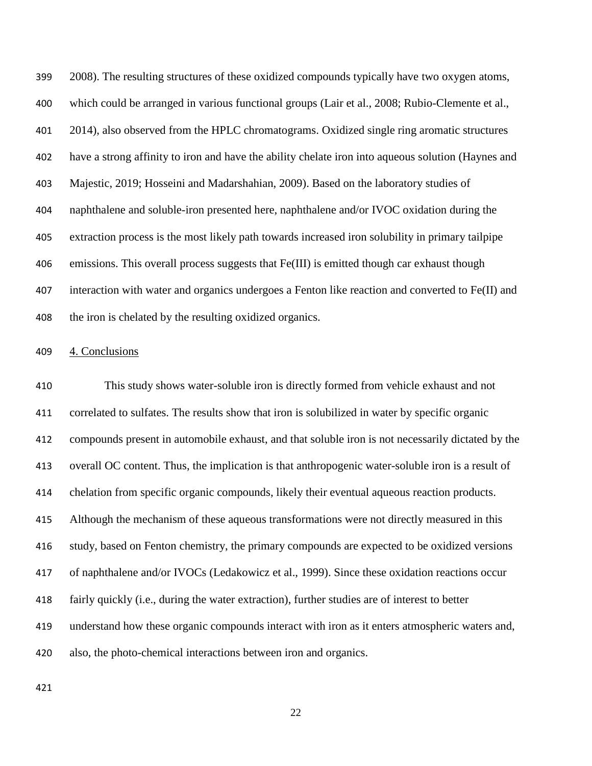2008). The resulting structures of these oxidized compounds typically have two oxygen atoms, which could be arranged in various functional groups (Lair et al., 2008; Rubio-Clemente et al., 2014), also observed from the HPLC chromatograms. Oxidized single ring aromatic structures have a strong affinity to iron and have the ability chelate iron into aqueous solution (Haynes and Majestic, 2019; Hosseini and Madarshahian, 2009). Based on the laboratory studies of naphthalene and soluble-iron presented here, naphthalene and/or IVOC oxidation during the extraction process is the most likely path towards increased iron solubility in primary tailpipe emissions. This overall process suggests that Fe(III) is emitted though car exhaust though interaction with water and organics undergoes a Fenton like reaction and converted to Fe(II) and the iron is chelated by the resulting oxidized organics.

## 4. Conclusions

This study shows water-soluble iron is directly formed from vehicle exhaust and not correlated to sulfates. The results show that iron is solubilized in water by specific organic compounds present in automobile exhaust, and that soluble iron is not necessarily dictated by the overall OC content. Thus, the implication is that anthropogenic water-soluble iron is a result of chelation from specific organic compounds, likely their eventual aqueous reaction products. Although the mechanism of these aqueous transformations were not directly measured in this study, based on Fenton chemistry, the primary compounds are expected to be oxidized versions of naphthalene and/or IVOCs (Ledakowicz et al., 1999). Since these oxidation reactions occur fairly quickly (i.e., during the water extraction), further studies are of interest to better understand how these organic compounds interact with iron as it enters atmospheric waters and, also, the photo-chemical interactions between iron and organics.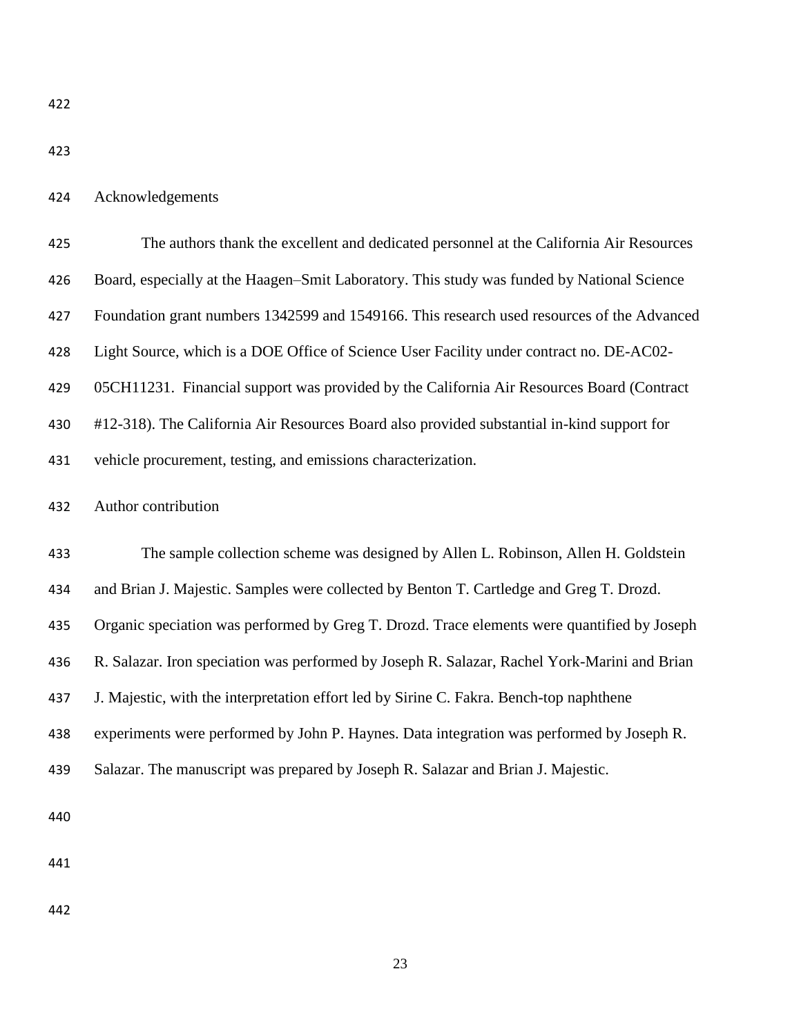## Acknowledgements

The authors thank the excellent and dedicated personnel at the California Air Resources Board, especially at the Haagen–Smit Laboratory. This study was funded by National Science Foundation grant numbers 1342599 and 1549166. This research used resources of the Advanced Light Source, which is a DOE Office of Science User Facility under contract no. DE-AC02-05CH11231. Financial support was provided by the California Air Resources Board (Contract #12-318). The California Air Resources Board also provided substantial in-kind support for vehicle procurement, testing, and emissions characterization.

## Author contribution

The sample collection scheme was designed by Allen L. Robinson, Allen H. Goldstein and Brian J. Majestic. Samples were collected by Benton T. Cartledge and Greg T. Drozd. Organic speciation was performed by Greg T. Drozd. Trace elements were quantified by Joseph R. Salazar. Iron speciation was performed by Joseph R. Salazar, Rachel York-Marini and Brian J. Majestic, with the interpretation effort led by Sirine C. Fakra. Bench-top naphthene experiments were performed by John P. Haynes. Data integration was performed by Joseph R. Salazar. The manuscript was prepared by Joseph R. Salazar and Brian J. Majestic.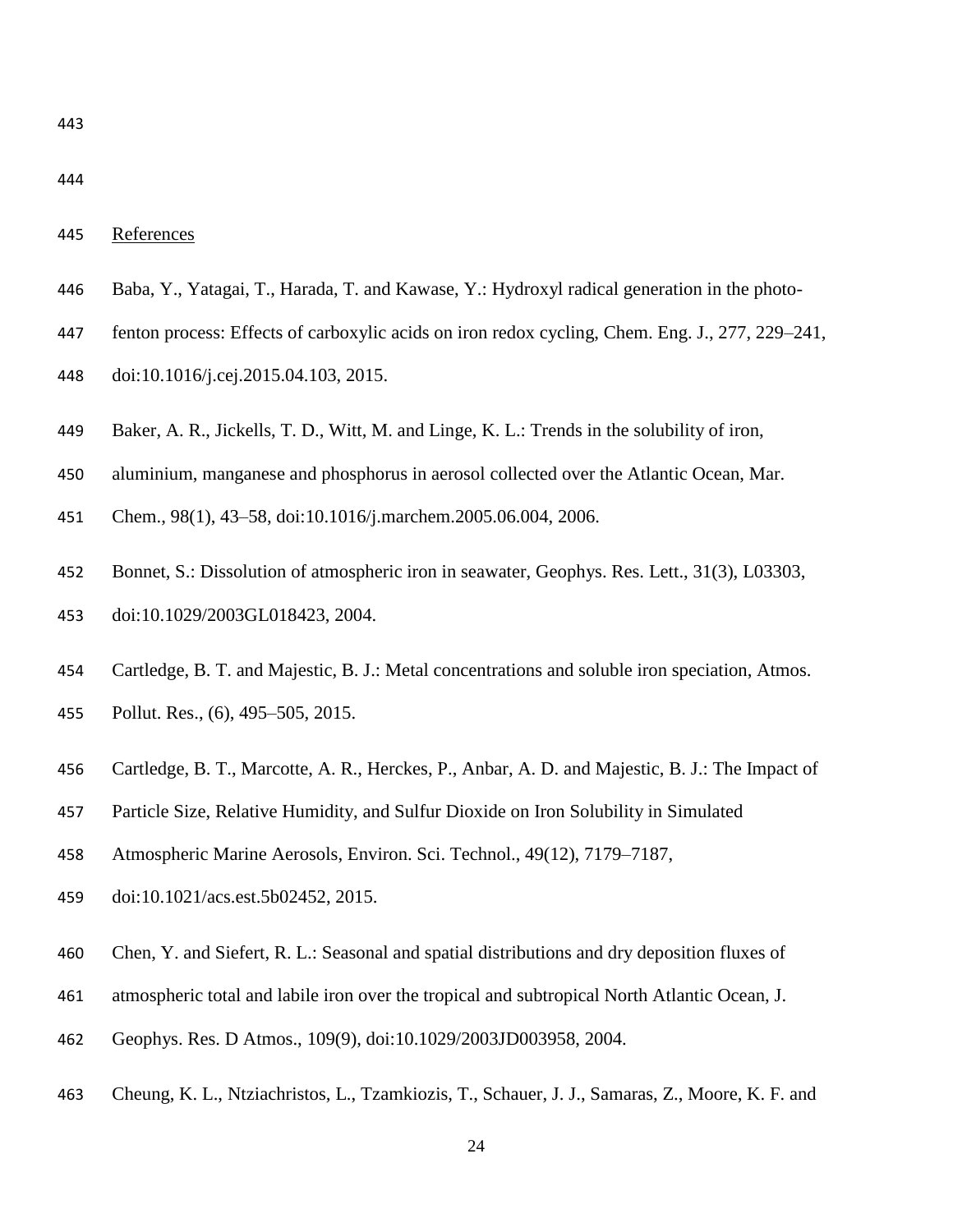## References

Baba, Y., Yatagai, T., Harada, T. and Kawase, Y.: Hydroxyl radical generation in the photo-fenton process: Effects of carboxylic acids on iron redox cycling, Chem. Eng. J., 277, 229–241, doi:10.1016/j.cej.2015.04.103, 2015.

Baker, A. R., Jickells, T. D., Witt, M. and Linge, K. L.: Trends in the solubility of iron, aluminium, manganese and phosphorus in aerosol collected over the Atlantic Ocean, Mar. Chem., 98(1), 43–58, doi:10.1016/j.marchem.2005.06.004, 2006.

Bonnet, S.: Dissolution of atmospheric iron in seawater, Geophys. Res. Lett., 31(3), L03303, doi:10.1029/2003GL018423, 2004.

Cartledge, B. T. and Majestic, B. J.: Metal concentrations and soluble iron speciation, Atmos. Pollut. Res., (6), 495–505, 2015.

Cartledge, B. T., Marcotte, A. R., Herckes, P., Anbar, A. D. and Majestic, B. J.: The Impact of Particle Size, Relative Humidity, and Sulfur Dioxide on Iron Solubility in Simulated Atmospheric Marine Aerosols, Environ. Sci. Technol., 49(12), 7179–7187, doi:10.1021/acs.est.5b02452, 2015.

Chen, Y. and Siefert, R. L.: Seasonal and spatial distributions and dry deposition fluxes of atmospheric total and labile iron over the tropical and subtropical North Atlantic Ocean, J. Geophys. Res. D Atmos., 109(9), doi:10.1029/2003JD003958, 2004.

Cheung, K. L., Ntziachristos, L., Tzamkiozis, T., Schauer, J. J., Samaras, Z., Moore, K. F. and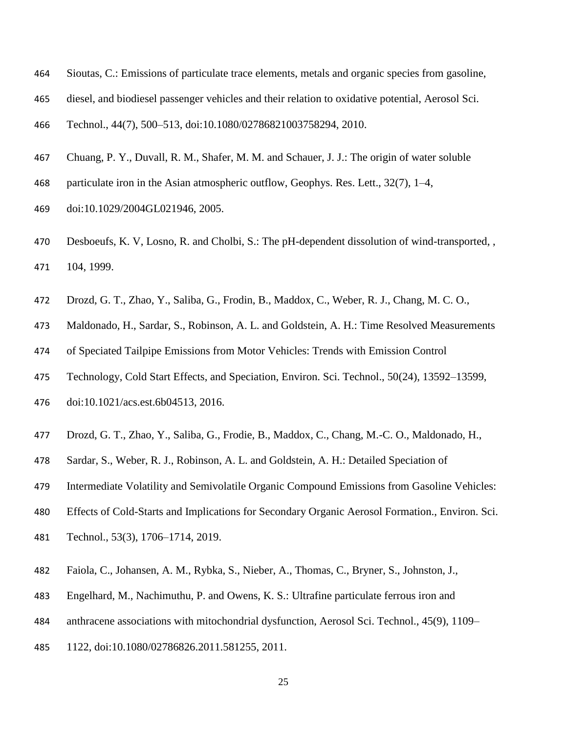Sioutas, C.: Emissions of particulate trace elements, metals and organic species from gasoline, diesel, and biodiesel passenger vehicles and their relation to oxidative potential, Aerosol Sci. Technol., 44(7), 500–513, doi:10.1080/02786821003758294, 2010.

Chuang, P. Y., Duvall, R. M., Shafer, M. M. and Schauer, J. J.: The origin of water soluble particulate iron in the Asian atmospheric outflow, Geophys. Res. Lett., 32(7), 1–4, doi:10.1029/2004GL021946, 2005.

Desboeufs, K. V, Losno, R. and Cholbi, S.: The pH-dependent dissolution of wind-transported, , 104, 1999.

Drozd, G. T., Zhao, Y., Saliba, G., Frodin, B., Maddox, C., Weber, R. J., Chang, M. C. O., Maldonado, H., Sardar, S., Robinson, A. L. and Goldstein, A. H.: Time Resolved Measurements of Speciated Tailpipe Emissions from Motor Vehicles: Trends with Emission Control Technology, Cold Start Effects, and Speciation, Environ. Sci. Technol., 50(24), 13592–13599, doi:10.1021/acs.est.6b04513, 2016.

Drozd, G. T., Zhao, Y., Saliba, G., Frodie, B., Maddox, C., Chang, M.-C. O., Maldonado, H., Sardar, S., Weber, R. J., Robinson, A. L. and Goldstein, A. H.: Detailed Speciation of Intermediate Volatility and Semivolatile Organic Compound Emissions from Gasoline Vehicles: Effects of Cold-Starts and Implications for Secondary Organic Aerosol Formation., Environ. Sci. Technol., 53(3), 1706–1714, 2019.

Faiola, C., Johansen, A. M., Rybka, S., Nieber, A., Thomas, C., Bryner, S., Johnston, J., Engelhard, M., Nachimuthu, P. and Owens, K. S.: Ultrafine particulate ferrous iron and anthracene associations with mitochondrial dysfunction, Aerosol Sci. Technol., 45(9), 1109–1122, doi:10.1080/02786826.2011.581255, 2011.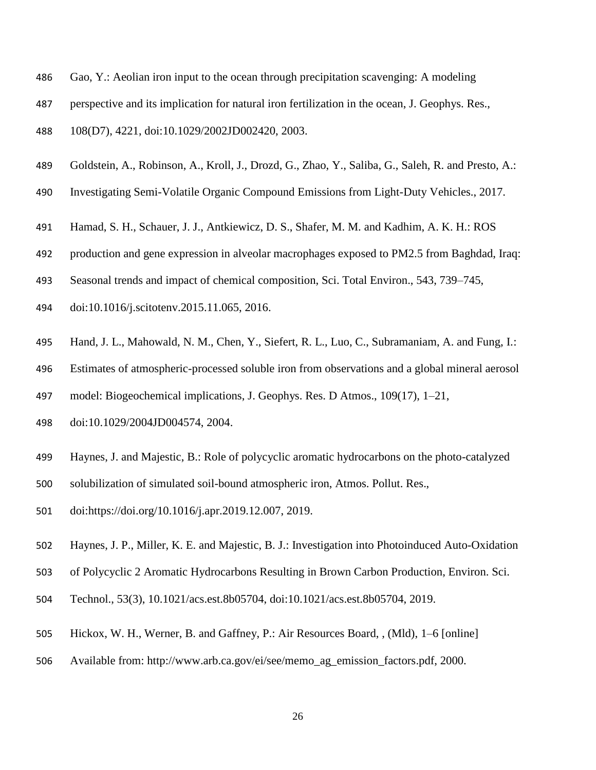Gao, Y.: Aeolian iron input to the ocean through precipitation scavenging: A modeling perspective and its implication for natural iron fertilization in the ocean, J. Geophys. Res., 108(D7), 4221, doi:10.1029/2002JD002420, 2003.

Goldstein, A., Robinson, A., Kroll, J., Drozd, G., Zhao, Y., Saliba, G., Saleh, R. and Presto, A.: Investigating Semi-Volatile Organic Compound Emissions from Light-Duty Vehicles., 2017.

Hamad, S. H., Schauer, J. J., Antkiewicz, D. S., Shafer, M. M. and Kadhim, A. K. H.: ROS production and gene expression in alveolar macrophages exposed to PM2.5 from Baghdad, Iraq: Seasonal trends and impact of chemical composition, Sci. Total Environ., 543, 739–745, doi:10.1016/j.scitotenv.2015.11.065, 2016.

Hand, J. L., Mahowald, N. M., Chen, Y., Siefert, R. L., Luo, C., Subramaniam, A. and Fung, I.: Estimates of atmospheric-processed soluble iron from observations and a global mineral aerosol model: Biogeochemical implications, J. Geophys. Res. D Atmos., 109(17), 1–21, doi:10.1029/2004JD004574, 2004.

Haynes, J. and Majestic, B.: Role of polycyclic aromatic hydrocarbons on the photo-catalyzed solubilization of simulated soil-bound atmospheric iron, Atmos. Pollut. Res., doi:https://doi.org/10.1016/j.apr.2019.12.007, 2019.

Haynes, J. P., Miller, K. E. and Majestic, B. J.: Investigation into Photoinduced Auto-Oxidation of Polycyclic 2 Aromatic Hydrocarbons Resulting in Brown Carbon Production, Environ. Sci. Technol., 53(3), 10.1021/acs.est.8b05704, doi:10.1021/acs.est.8b05704, 2019.

Hickox, W. H., Werner, B. and Gaffney, P.: Air Resources Board, , (Mld), 1–6 [online] Available from: http://www.arb.ca.gov/ei/see/memo_ag_emission_factors.pdf, 2000.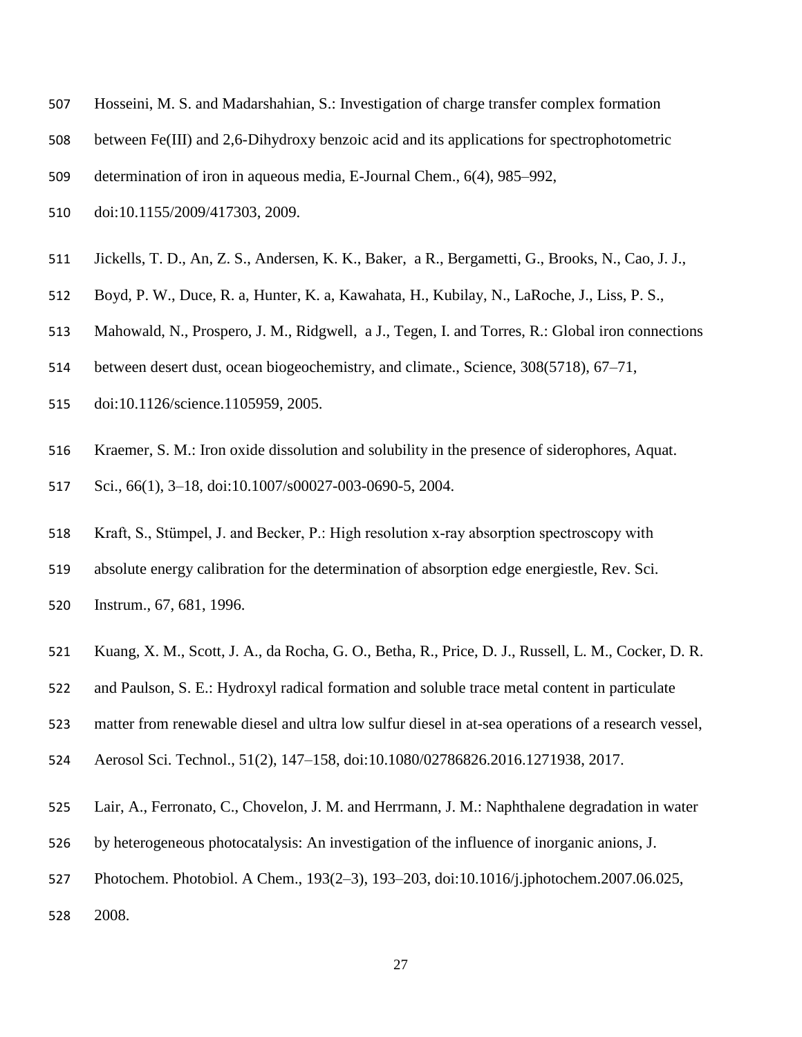Hosseini, M. S. and Madarshahian, S.: Investigation of charge transfer complex formation between Fe(III) and 2,6-Dihydroxy benzoic acid and its applications for spectrophotometric determination of iron in aqueous media, E-Journal Chem., 6(4), 985–992, doi:10.1155/2009/417303, 2009.

Jickells, T. D., An, Z. S., Andersen, K. K., Baker, a R., Bergametti, G., Brooks, N., Cao, J. J., Boyd, P. W., Duce, R. a, Hunter, K. a, Kawahata, H., Kubilay, N., LaRoche, J., Liss, P. S., Mahowald, N., Prospero, J. M., Ridgwell, a J., Tegen, I. and Torres, R.: Global iron connections between desert dust, ocean biogeochemistry, and climate., Science, 308(5718), 67–71, doi:10.1126/science.1105959, 2005.

Kraemer, S. M.: Iron oxide dissolution and solubility in the presence of siderophores, Aquat. Sci., 66(1), 3–18, doi:10.1007/s00027-003-0690-5, 2004.

Kraft, S., Stümpel, J. and Becker, P.: High resolution x-ray absorption spectroscopy with absolute energy calibration for the determination of absorption edge energiestle, Rev. Sci. Instrum., 67, 681, 1996.

Kuang, X. M., Scott, J. A., da Rocha, G. O., Betha, R., Price, D. J., Russell, L. M., Cocker, D. R. and Paulson, S. E.: Hydroxyl radical formation and soluble trace metal content in particulate matter from renewable diesel and ultra low sulfur diesel in at-sea operations of a research vessel, Aerosol Sci. Technol., 51(2), 147–158, doi:10.1080/02786826.2016.1271938, 2017.

Lair, A., Ferronato, C., Chovelon, J. M. and Herrmann, J. M.: Naphthalene degradation in water by heterogeneous photocatalysis: An investigation of the influence of inorganic anions, J. Photochem. Photobiol. A Chem., 193(2–3), 193–203, doi:10.1016/j.jphotochem.2007.06.025, 2008.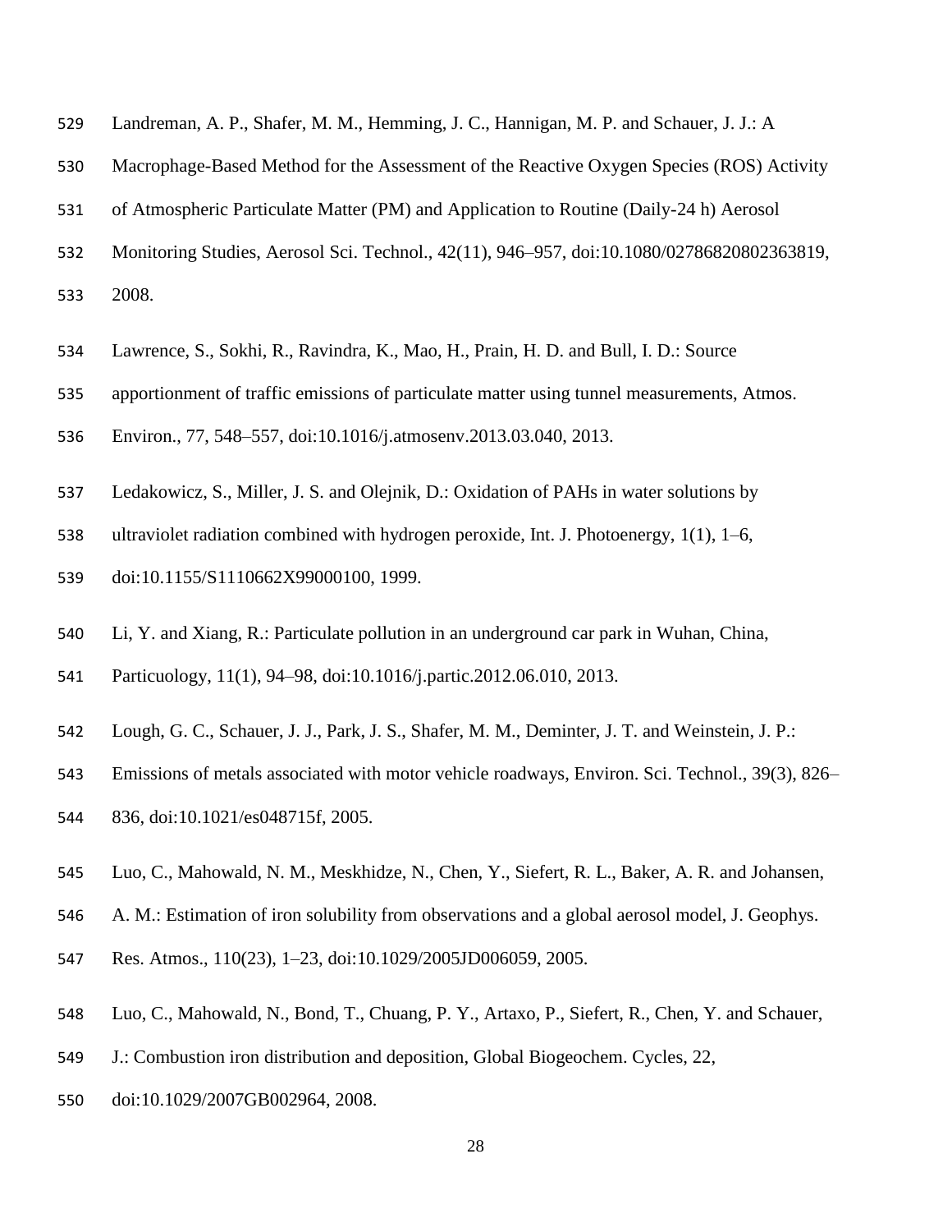Landreman, A. P., Shafer, M. M., Hemming, J. C., Hannigan, M. P. and Schauer, J. J.: A Macrophage-Based Method for the Assessment of the Reactive Oxygen Species (ROS) Activity of Atmospheric Particulate Matter (PM) and Application to Routine (Daily-24 h) Aerosol Monitoring Studies, Aerosol Sci. Technol., 42(11), 946–957, doi:10.1080/02786820802363819, 2008.

Lawrence, S., Sokhi, R., Ravindra, K., Mao, H., Prain, H. D. and Bull, I. D.: Source apportionment of traffic emissions of particulate matter using tunnel measurements, Atmos. Environ., 77, 548–557, doi:10.1016/j.atmosenv.2013.03.040, 2013.

Ledakowicz, S., Miller, J. S. and Olejnik, D.: Oxidation of PAHs in water solutions by ultraviolet radiation combined with hydrogen peroxide, Int. J. Photoenergy, 1(1), 1–6, doi:10.1155/S1110662X99000100, 1999.

Li, Y. and Xiang, R.: Particulate pollution in an underground car park in Wuhan, China, Particuology, 11(1), 94–98, doi:10.1016/j.partic.2012.06.010, 2013.

Lough, G. C., Schauer, J. J., Park, J. S., Shafer, M. M., Deminter, J. T. and Weinstein, J. P.: Emissions of metals associated with motor vehicle roadways, Environ. Sci. Technol., 39(3), 826–836, doi:10.1021/es048715f, 2005.

Luo, C., Mahowald, N. M., Meskhidze, N., Chen, Y., Siefert, R. L., Baker, A. R. and Johansen, A. M.: Estimation of iron solubility from observations and a global aerosol model, J. Geophys. Res. Atmos., 110(23), 1–23, doi:10.1029/2005JD006059, 2005.

Luo, C., Mahowald, N., Bond, T., Chuang, P. Y., Artaxo, P., Siefert, R., Chen, Y. and Schauer, J.: Combustion iron distribution and deposition, Global Biogeochem. Cycles, 22, doi:10.1029/2007GB002964, 2008.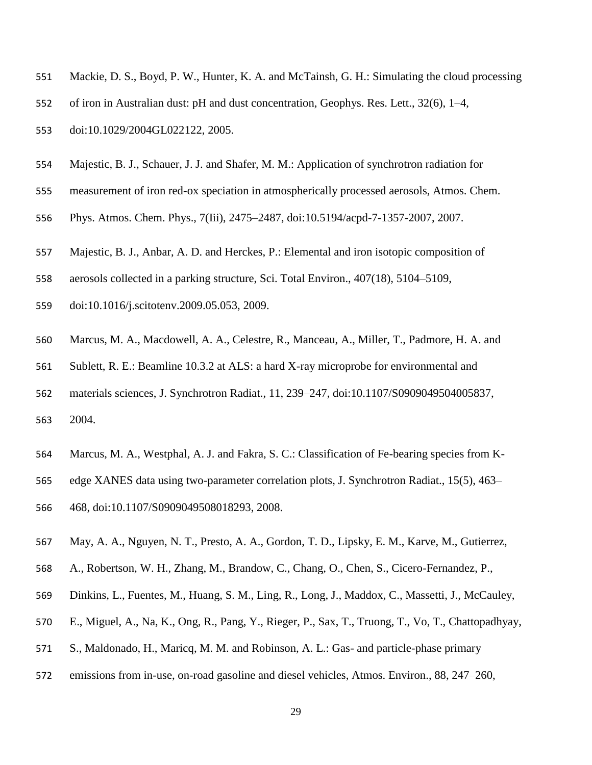Mackie, D. S., Boyd, P. W., Hunter, K. A. and McTainsh, G. H.: Simulating the cloud processing of iron in Australian dust: pH and dust concentration, Geophys. Res. Lett., 32(6), 1–4, doi:10.1029/2004GL022122, 2005.

Majestic, B. J., Schauer, J. J. and Shafer, M. M.: Application of synchrotron radiation for measurement of iron red-ox speciation in atmospherically processed aerosols, Atmos. Chem. Phys. Atmos. Chem. Phys., 7(Iii), 2475–2487, doi:10.5194/acpd-7-1357-2007, 2007.

Majestic, B. J., Anbar, A. D. and Herckes, P.: Elemental and iron isotopic composition of aerosols collected in a parking structure, Sci. Total Environ., 407(18), 5104–5109, doi:10.1016/j.scitotenv.2009.05.053, 2009.

Marcus, M. A., Macdowell, A. A., Celestre, R., Manceau, A., Miller, T., Padmore, H. A. and Sublett, R. E.: Beamline 10.3.2 at ALS: a hard X-ray microprobe for environmental and materials sciences, J. Synchrotron Radiat., 11, 239–247, doi:10.1107/S0909049504005837, 2004.

Marcus, M. A., Westphal, A. J. and Fakra, S. C.: Classification of Fe-bearing species from K-edge XANES data using two-parameter correlation plots, J. Synchrotron Radiat., 15(5), 463–468, doi:10.1107/S0909049508018293, 2008.

May, A. A., Nguyen, N. T., Presto, A. A., Gordon, T. D., Lipsky, E. M., Karve, M., Gutierrez, A., Robertson, W. H., Zhang, M., Brandow, C., Chang, O., Chen, S., Cicero-Fernandez, P., Dinkins, L., Fuentes, M., Huang, S. M., Ling, R., Long, J., Maddox, C., Massetti, J., McCauley, E., Miguel, A., Na, K., Ong, R., Pang, Y., Rieger, P., Sax, T., Truong, T., Vo, T., Chattopadhyay, S., Maldonado, H., Maricq, M. M. and Robinson, A. L.: Gas- and particle-phase primary emissions from in-use, on-road gasoline and diesel vehicles, Atmos. Environ., 88, 247–260,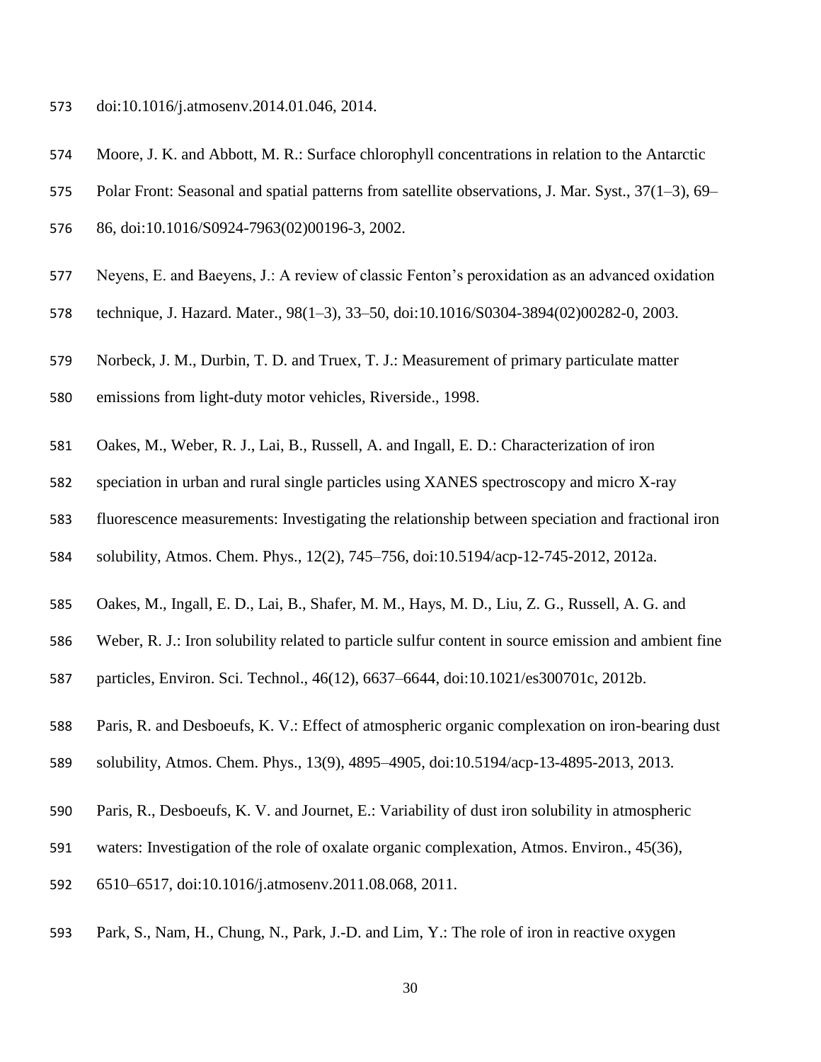doi:10.1016/j.atmosenv.2014.01.046, 2014.

Moore, J. K. and Abbott, M. R.: Surface chlorophyll concentrations in relation to the Antarctic Polar Front: Seasonal and spatial patterns from satellite observations, J. Mar. Syst., 37(1–3), 69–86, doi:10.1016/S0924-7963(02)00196-3, 2002.

Neyens, E. and Baeyens, J.: A review of classic Fenton's peroxidation as an advanced oxidation technique, J. Hazard. Mater., 98(1–3), 33–50, doi:10.1016/S0304-3894(02)00282-0, 2003.

Norbeck, J. M., Durbin, T. D. and Truex, T. J.: Measurement of primary particulate matter emissions from light-duty motor vehicles, Riverside., 1998.

Oakes, M., Weber, R. J., Lai, B., Russell, A. and Ingall, E. D.: Characterization of iron speciation in urban and rural single particles using XANES spectroscopy and micro X-ray fluorescence measurements: Investigating the relationship between speciation and fractional iron solubility, Atmos. Chem. Phys., 12(2), 745–756, doi:10.5194/acp-12-745-2012, 2012a.

Oakes, M., Ingall, E. D., Lai, B., Shafer, M. M., Hays, M. D., Liu, Z. G., Russell, A. G. and Weber, R. J.: Iron solubility related to particle sulfur content in source emission and ambient fine particles, Environ. Sci. Technol., 46(12), 6637–6644, doi:10.1021/es300701c, 2012b.

Paris, R. and Desboeufs, K. V.: Effect of atmospheric organic complexation on iron-bearing dust solubility, Atmos. Chem. Phys., 13(9), 4895–4905, doi:10.5194/acp-13-4895-2013, 2013.

Paris, R., Desboeufs, K. V. and Journet, E.: Variability of dust iron solubility in atmospheric waters: Investigation of the role of oxalate organic complexation, Atmos. Environ., 45(36), 6510–6517, doi:10.1016/j.atmosenv.2011.08.068, 2011.

Park, S., Nam, H., Chung, N., Park, J.-D. and Lim, Y.: The role of iron in reactive oxygen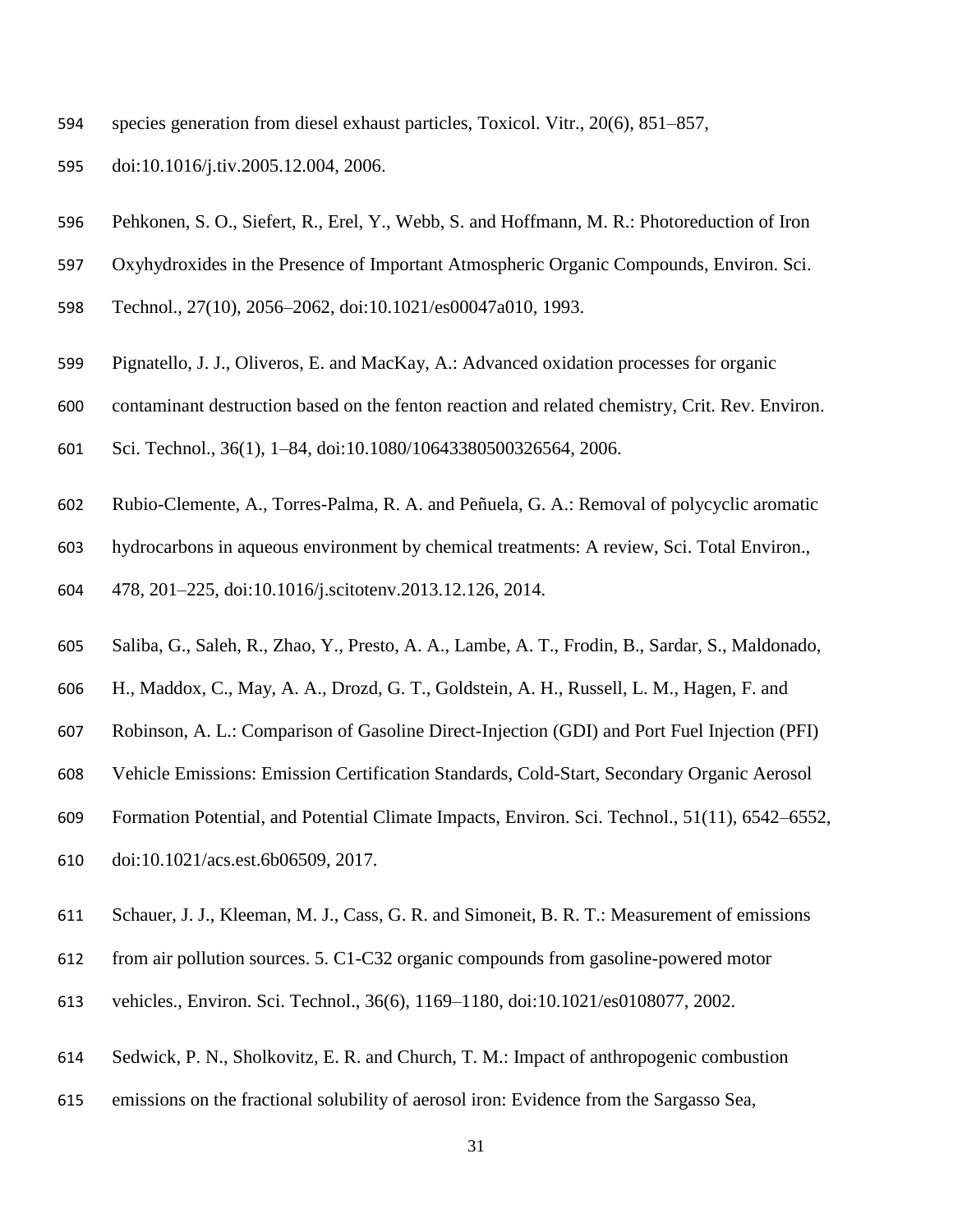species generation from diesel exhaust particles, Toxicol. Vitr., 20(6), 851–857, doi:10.1016/j.tiv.2005.12.004, 2006.

Pehkonen, S. O., Siefert, R., Erel, Y., Webb, S. and Hoffmann, M. R.: Photoreduction of Iron Oxyhydroxides in the Presence of Important Atmospheric Organic Compounds, Environ. Sci. Technol., 27(10), 2056–2062, doi:10.1021/es00047a010, 1993.

Pignatello, J. J., Oliveros, E. and MacKay, A.: Advanced oxidation processes for organic contaminant destruction based on the fenton reaction and related chemistry, Crit. Rev. Environ. Sci. Technol., 36(1), 1–84, doi:10.1080/10643380500326564, 2006.

Rubio-Clemente, A., Torres-Palma, R. A. and Peñuela, G. A.: Removal of polycyclic aromatic hydrocarbons in aqueous environment by chemical treatments: A review, Sci. Total Environ., 478, 201–225, doi:10.1016/j.scitotenv.2013.12.126, 2014.

Saliba, G., Saleh, R., Zhao, Y., Presto, A. A., Lambe, A. T., Frodin, B., Sardar, S., Maldonado, H., Maddox, C., May, A. A., Drozd, G. T., Goldstein, A. H., Russell, L. M., Hagen, F. and Robinson, A. L.: Comparison of Gasoline Direct-Injection (GDI) and Port Fuel Injection (PFI) Vehicle Emissions: Emission Certification Standards, Cold-Start, Secondary Organic Aerosol Formation Potential, and Potential Climate Impacts, Environ. Sci. Technol., 51(11), 6542–6552, doi:10.1021/acs.est.6b06509, 2017.

Schauer, J. J., Kleeman, M. J., Cass, G. R. and Simoneit, B. R. T.: Measurement of emissions from air pollution sources. 5. C1-C32 organic compounds from gasoline-powered motor vehicles., Environ. Sci. Technol., 36(6), 1169–1180, doi:10.1021/es0108077, 2002.

Sedwick, P. N., Sholkovitz, E. R. and Church, T. M.: Impact of anthropogenic combustion emissions on the fractional solubility of aerosol iron: Evidence from the Sargasso Sea,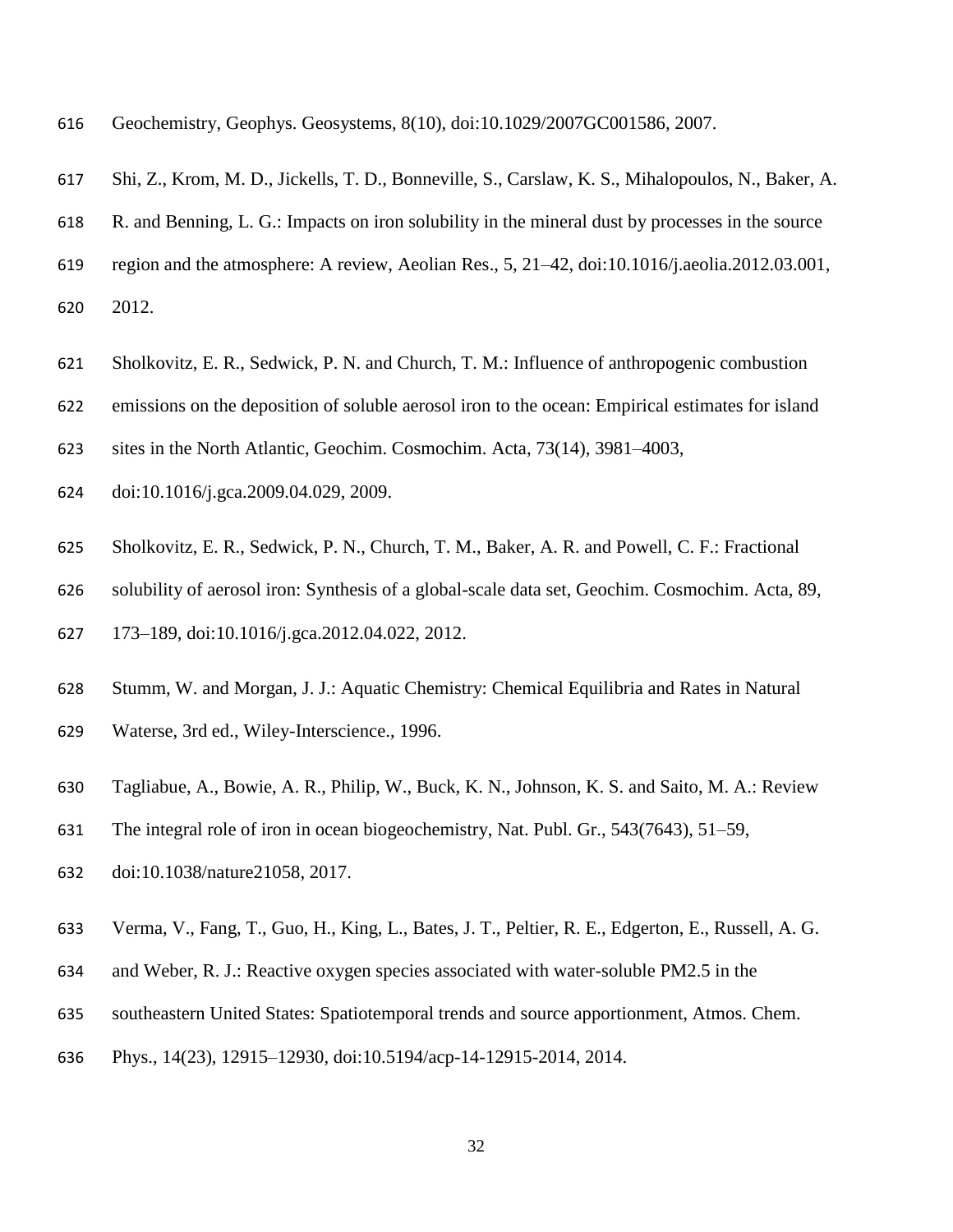Geochemistry, Geophys. Geosystems, 8(10), doi:10.1029/2007GC001586, 2007.

Shi, Z., Krom, M. D., Jickells, T. D., Bonneville, S., Carslaw, K. S., Mihalopoulos, N., Baker, A. R. and Benning, L. G.: Impacts on iron solubility in the mineral dust by processes in the source region and the atmosphere: A review, Aeolian Res., 5, 21–42, doi:10.1016/j.aeolia.2012.03.001, 2012.

Sholkovitz, E. R., Sedwick, P. N. and Church, T. M.: Influence of anthropogenic combustion emissions on the deposition of soluble aerosol iron to the ocean: Empirical estimates for island sites in the North Atlantic, Geochim. Cosmochim. Acta, 73(14), 3981–4003, doi:10.1016/j.gca.2009.04.029, 2009.

Sholkovitz, E. R., Sedwick, P. N., Church, T. M., Baker, A. R. and Powell, C. F.: Fractional solubility of aerosol iron: Synthesis of a global-scale data set, Geochim. Cosmochim. Acta, 89, 173–189, doi:10.1016/j.gca.2012.04.022, 2012.

Stumm, W. and Morgan, J. J.: Aquatic Chemistry: Chemical Equilibria and Rates in Natural Waterse, 3rd ed., Wiley-Interscience., 1996.

Tagliabue, A., Bowie, A. R., Philip, W., Buck, K. N., Johnson, K. S. and Saito, M. A.: Review The integral role of iron in ocean biogeochemistry, Nat. Publ. Gr., 543(7643), 51–59, doi:10.1038/nature21058, 2017.

Verma, V., Fang, T., Guo, H., King, L., Bates, J. T., Peltier, R. E., Edgerton, E., Russell, A. G. and Weber, R. J.: Reactive oxygen species associated with water-soluble PM2.5 in the southeastern United States: Spatiotemporal trends and source apportionment, Atmos. Chem. Phys., 14(23), 12915–12930, doi:10.5194/acp-14-12915-2014, 2014.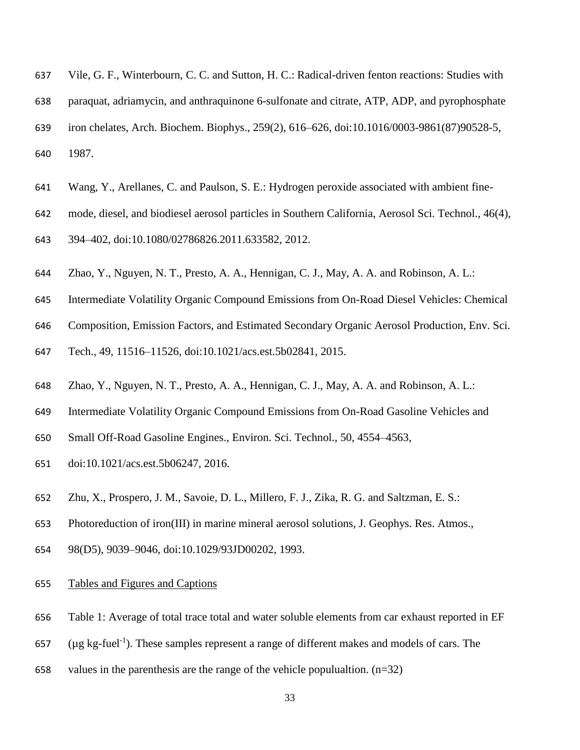Vile, G. F., Winterbourn, C. C. and Sutton, H. C.: Radical-driven fenton reactions: Studies with paraquat, adriamycin, and anthraquinone 6-sulfonate and citrate, ATP, ADP, and pyrophosphate iron chelates, Arch. Biochem. Biophys., 259(2), 616–626, doi:10.1016/0003-9861(87)90528-5, 1987.

Wang, Y., Arellanes, C. and Paulson, S. E.: Hydrogen peroxide associated with ambient fine-mode, diesel, and biodiesel aerosol particles in Southern California, Aerosol Sci. Technol., 46(4), 394–402, doi:10.1080/02786826.2011.633582, 2012.

Zhao, Y., Nguyen, N. T., Presto, A. A., Hennigan, C. J., May, A. A. and Robinson, A. L.: Intermediate Volatility Organic Compound Emissions from On-Road Diesel Vehicles: Chemical Composition, Emission Factors, and Estimated Secondary Organic Aerosol Production, Env. Sci. Tech., 49, 11516–11526, doi:10.1021/acs.est.5b02841, 2015.

Zhao, Y., Nguyen, N. T., Presto, A. A., Hennigan, C. J., May, A. A. and Robinson, A. L.: Intermediate Volatility Organic Compound Emissions from On-Road Gasoline Vehicles and Small Off-Road Gasoline Engines., Environ. Sci. Technol., 50, 4554–4563, doi:10.1021/acs.est.5b06247, 2016.

Zhu, X., Prospero, J. M., Savoie, D. L., Millero, F. J., Zika, R. G. and Saltzman, E. S.: Photoreduction of iron(III) in marine mineral aerosol solutions, J. Geophys. Res. Atmos., 98(D5), 9039–9046, doi:10.1029/93JD00202, 1993.

## Tables and Figures and Captions

Table 1: Average of total trace total and water soluble elements from car exhaust reported in EF ($\mu g$ kg-fuel$^{-1}$). These samples represent a range of different makes and models of cars. The values in the parenthesis are the range of the vehicle populualtion. (n=32)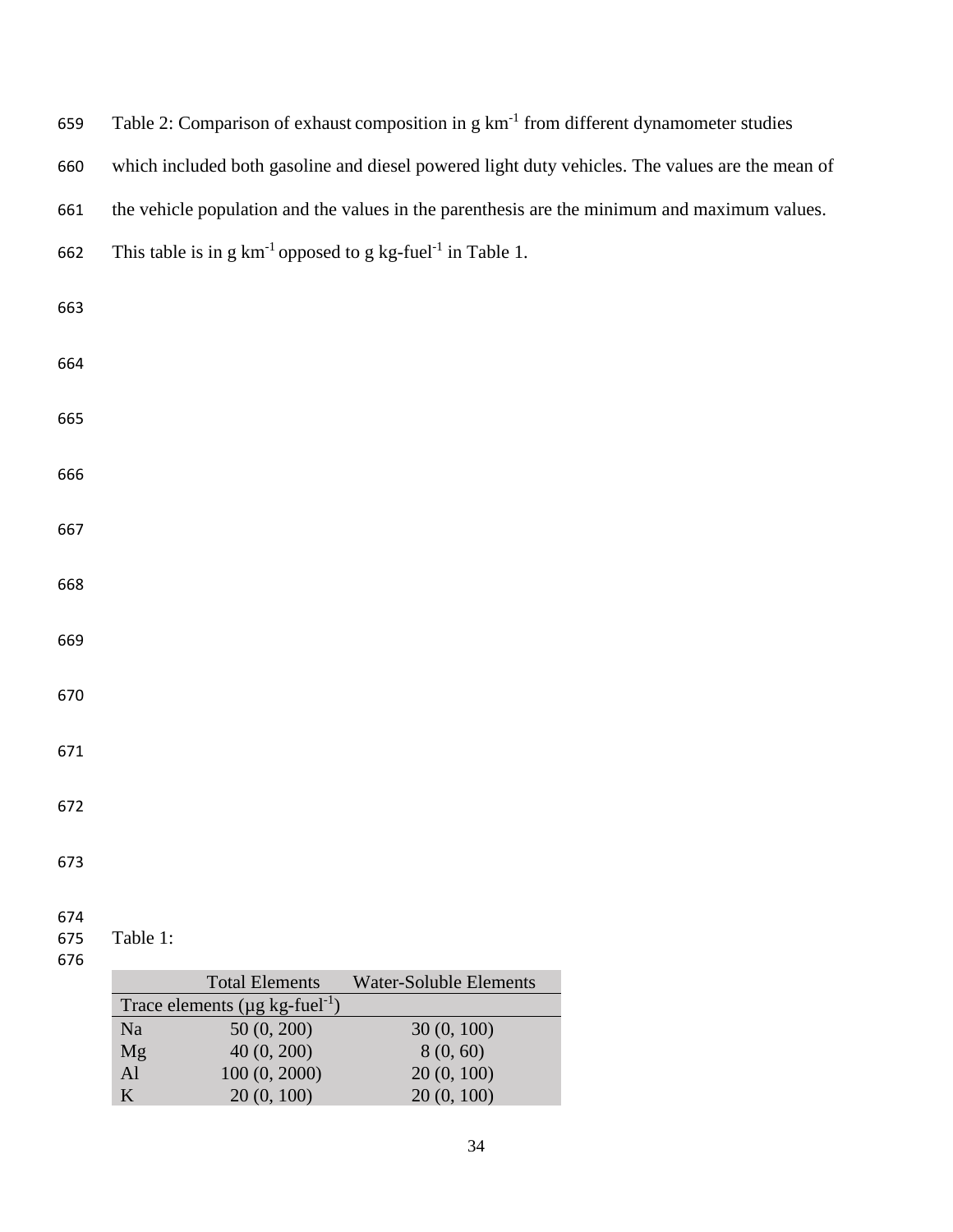Table 2: Comparison of exhaust composition in g $km^{-1}$ from different dynamometer studies which included both gasoline and diesel powered light duty vehicles. The values are the mean of the vehicle population and the values in the parenthesis are the minimum and maximum values. This table is in g $km^{-1}$ opposed to g kg-$fuel^{-1}$ in Table 1.

Table 1:

| | Total Elements | Water-Soluble Elements |
|---|---|---|
| Trace elements (µg kg-$fuel^{-1}$) | | |
| Na | 50 (0, 200) | 30 (0, 100) |
| Mg | 40 (0, 200) | 8 (0, 60) |
| Al | 100 (0, 2000) | 20 (0, 100) |
| K | 20 (0, 100) | 20 (0, 100) |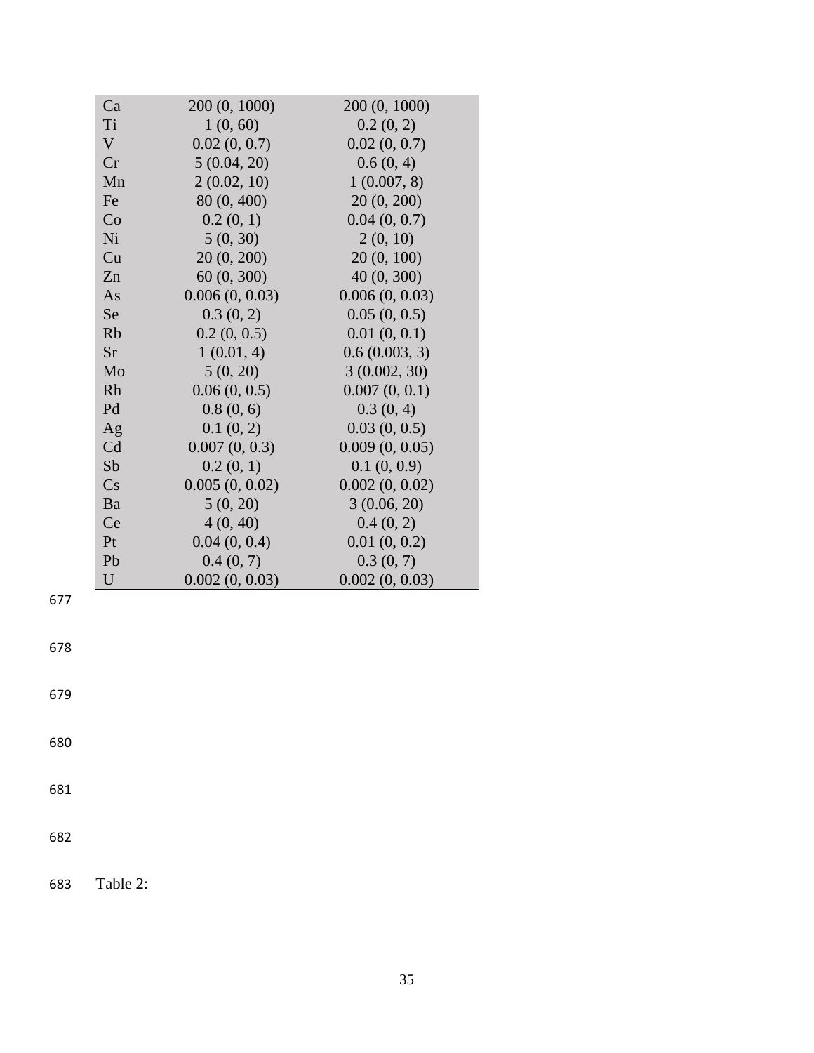| | | |
|---|---|---|
| Ca | 200 (0, 1000) | 200 (0, 1000) |
| Ti | 1 (0, 60) | 0.2 (0, 2) |
| V | 0.02 (0, 0.7) | 0.02 (0, 0.7) |
| Cr | 5 (0.04, 20) | 0.6 (0, 4) |
| Mn | 2 (0.02, 10) | 1 (0.007, 8) |
| Fe | 80 (0, 400) | 20 (0, 200) |
| Co | 0.2 (0, 1) | 0.04 (0, 0.7) |
| Ni | 5 (0, 30) | 2 (0, 10) |
| Cu | 20 (0, 200) | 20 (0, 100) |
| Zn | 60 (0, 300) | 40 (0, 300) |
| As | 0.006 (0, 0.03) | 0.006 (0, 0.03) |
| Se | 0.3 (0, 2) | 0.05 (0, 0.5) |
| Rb | 0.2 (0, 0.5) | 0.01 (0, 0.1) |
| Sr | 1 (0.01, 4) | 0.6 (0.003, 3) |
| Mo | 5 (0, 20) | 3 (0.002, 30) |
| Rh | 0.06 (0, 0.5) | 0.007 (0, 0.1) |
| Pd | 0.8 (0, 6) | 0.3 (0, 4) |
| Ag | 0.1 (0, 2) | 0.03 (0, 0.5) |
| Cd | 0.007 (0, 0.3) | 0.009 (0, 0.05) |
| Sb | 0.2 (0, 1) | 0.1 (0, 0.9) |
| Cs | 0.005 (0, 0.02) | 0.002 (0, 0.02) |
| Ba | 5 (0, 20) | 3 (0.06, 20) |
| Ce | 4 (0, 40) | 0.4 (0, 2) |
| Pt | 0.04 (0, 0.4) | 0.01 (0, 0.2) |
| Pb | 0.4 (0, 7) | 0.3 (0, 7) |
| U | 0.002 (0, 0.03) | 0.002 (0, 0.03) |

Table 2: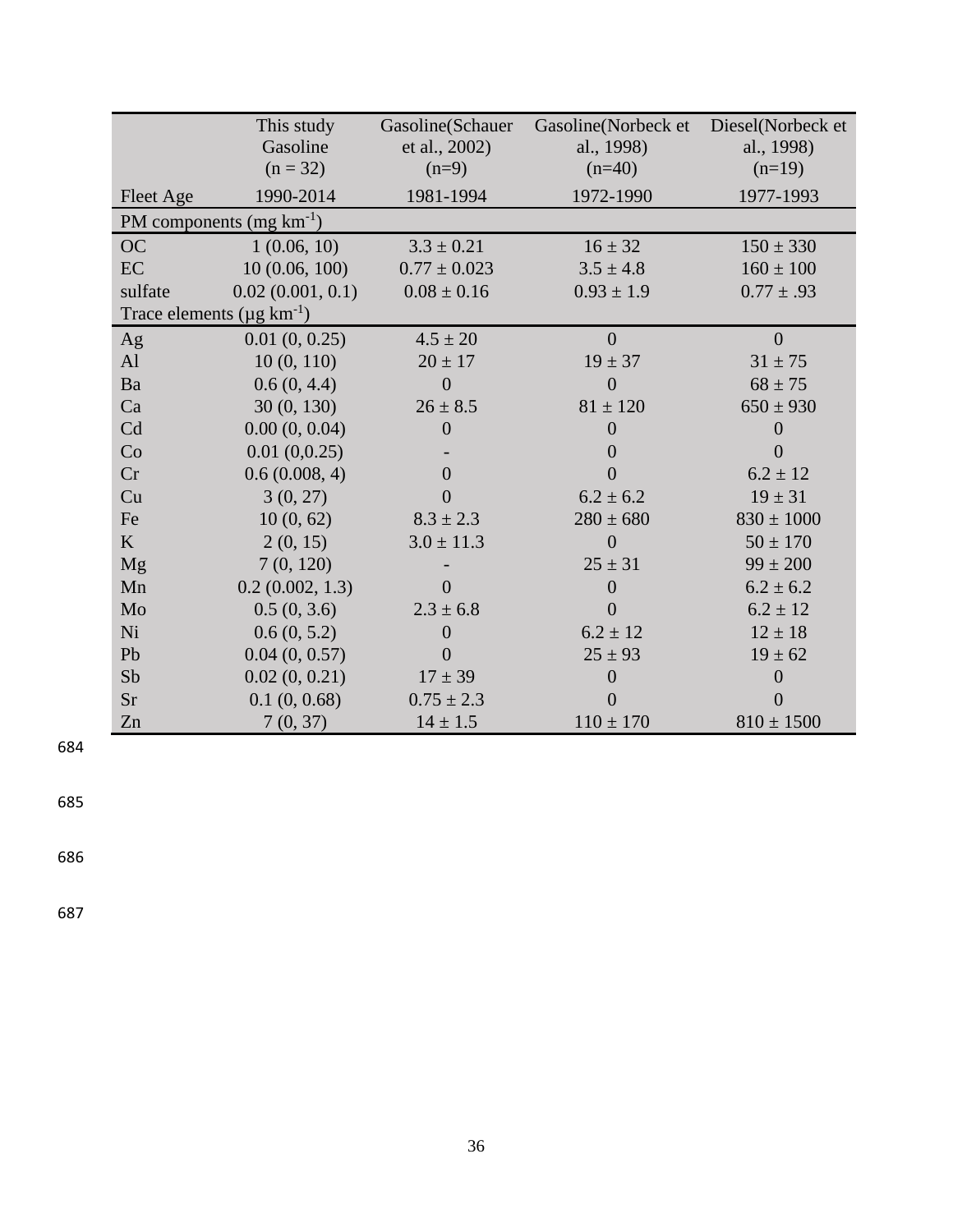| | This study Gasoline (n = 32) | Gasoline(Schauer et al., 2002) (n=9) | Gasoline(Norbeck et al., 1998) (n=40) | Diesel(Norbeck et al., 1998) (n=19) |
|---|---|---|---|---|
| Fleet Age | 1990-2014 | 1981-1994 | 1972-1990 | 1977-1993 |
| PM components (mg km$^{-1}$) | | | | |
| OC | 1 (0.06, 10) | 3.3 ± 0.21 | 16 ± 32 | 150 ± 330 |
| EC | 10 (0.06, 100) | 0.77 ± 0.023 | 3.5 ± 4.8 | 160 ± 100 |
| sulfate | 0.02 (0.001, 0.1) | 0.08 ± 0.16 | 0.93 ± 1.9 | 0.77 ± .93 |
| Trace elements (μg km$^{-1}$) | | | | |
| Ag | 0.01 (0, 0.25) | 4.5 ± 20 | 0 | 0 |
| Al | 10 (0, 110) | 20 ± 17 | 19 ± 37 | 31 ± 75 |
| Ba | 0.6 (0, 4.4) | 0 | 0 | 68 ± 75 |
| Ca | 30 (0, 130) | 26 ± 8.5 | 81 ± 120 | 650 ± 930 |
| Cd | 0.00 (0, 0.04) | 0 | 0 | 0 |
| Co | 0.01 (0,0.25) | - | 0 | 0 |
| Cr | 0.6 (0.008, 4) | 0 | 0 | 6.2 ± 12 |
| Cu | 3 (0, 27) | 0 | 6.2 ± 6.2 | 19 ± 31 |
| Fe | 10 (0, 62) | 8.3 ± 2.3 | 280 ± 680 | 830 ± 1000 |
| K | 2 (0, 15) | 3.0 ± 11.3 | 0 | 50 ± 170 |
| Mg | 7 (0, 120) | - | 25 ± 31 | 99 ± 200 |
| Mn | 0.2 (0.002, 1.3) | 0 | 0 | 6.2 ± 6.2 |
| Mo | 0.5 (0, 3.6) | 2.3 ± 6.8 | 0 | 6.2 ± 12 |
| Ni | 0.6 (0, 5.2) | 0 | 6.2 ± 12 | 12 ± 18 |
| Pb | 0.04 (0, 0.57) | 0 | 25 ± 93 | 19 ± 62 |
| Sb | 0.02 (0, 0.21) | 17 ± 39 | 0 | 0 |
| Sr | 0.1 (0, 0.68) | 0.75 ± 2.3 | 0 | 0 |
| Zn | 7 (0, 37) | 14 ± 1.5 | 110 ± 170 | 810 ± 1500 |